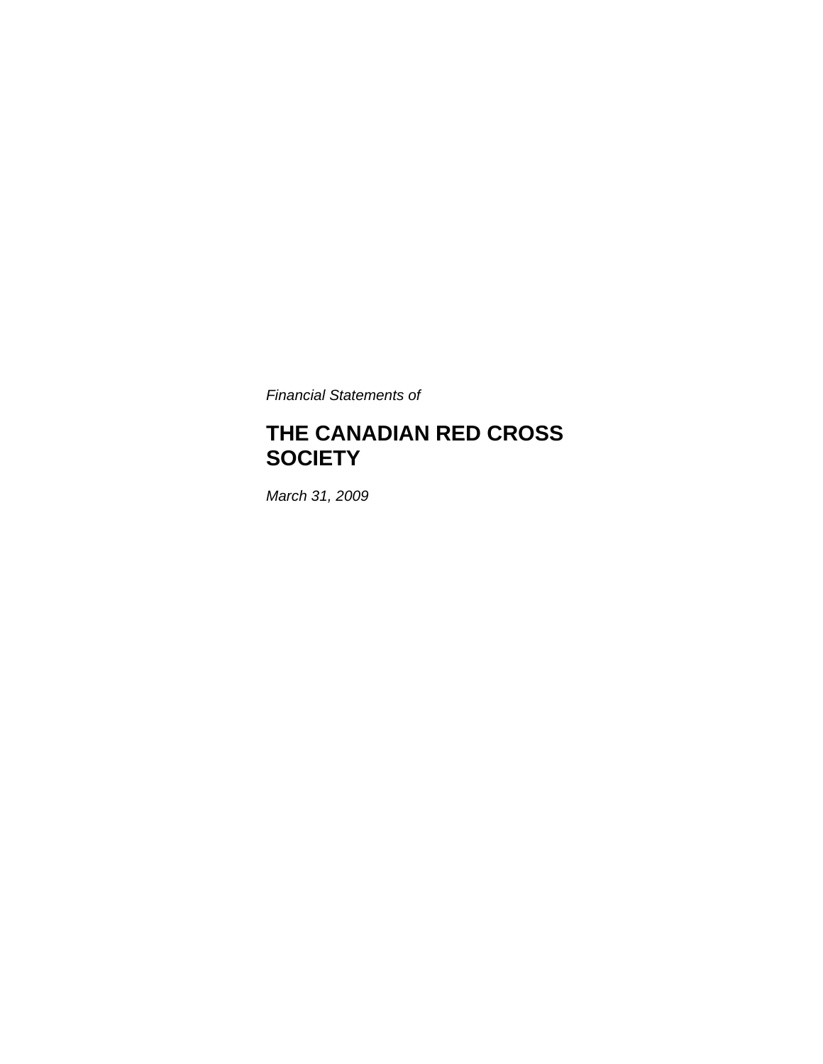*Financial Statements of*

# THE CANADIAN RED CROSS SOCIETY

*March 31, 2009*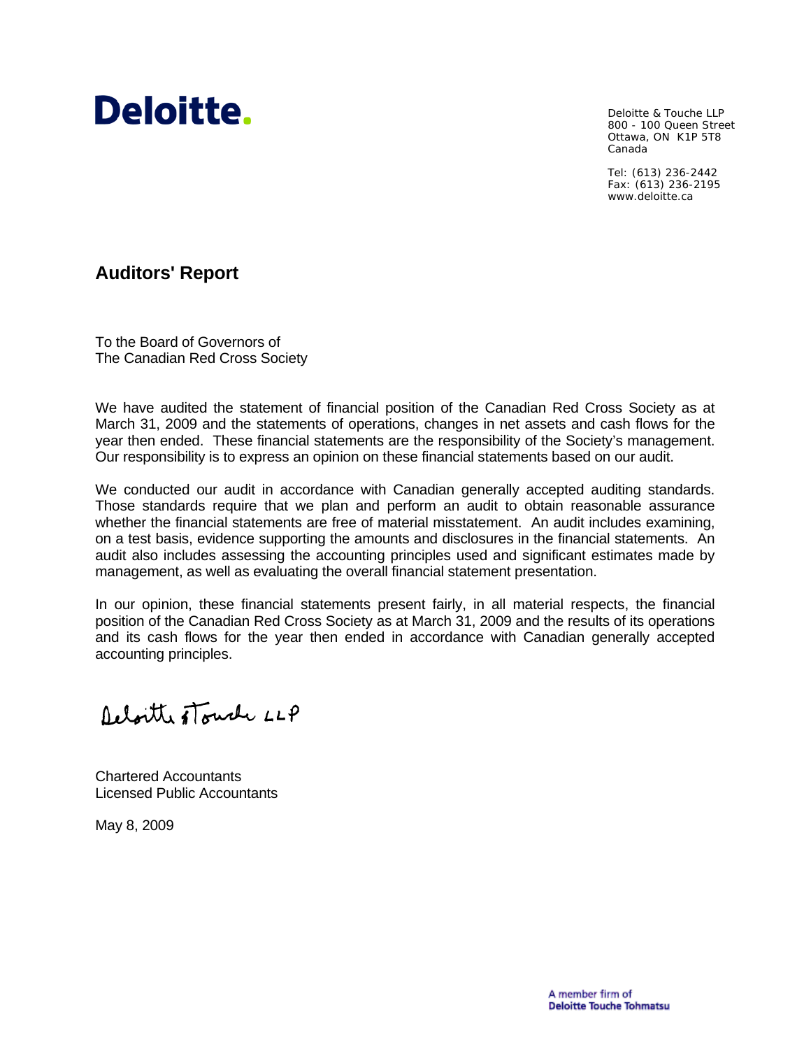Deloitte.

Deloitte & Touche LLP
800 - 100 Queen Street
Ottawa, ON K1P 5T8
Canada

Tel: (613) 236-2442
Fax: (613) 236-2195
www.deloitte.ca

## Auditors' Report

To the Board of Governors of
The Canadian Red Cross Society

We have audited the statement of financial position of the Canadian Red Cross Society as at March 31, 2009 and the statements of operations, changes in net assets and cash flows for the year then ended. These financial statements are the responsibility of the Society's management. Our responsibility is to express an opinion on these financial statements based on our audit.

We conducted our audit in accordance with Canadian generally accepted auditing standards. Those standards require that we plan and perform an audit to obtain reasonable assurance whether the financial statements are free of material misstatement. An audit includes examining, on a test basis, evidence supporting the amounts and disclosures in the financial statements. An audit also includes assessing the accounting principles used and significant estimates made by management, as well as evaluating the overall financial statement presentation.

In our opinion, these financial statements present fairly, in all material respects, the financial position of the Canadian Red Cross Society as at March 31, 2009 and the results of its operations and its cash flows for the year then ended in accordance with Canadian generally accepted accounting principles.

Deloitte & Touche LLP

Chartered Accountants
Licensed Public Accountants

May 8, 2009

A member firm of
**Deloitte Touche Tohmatsu**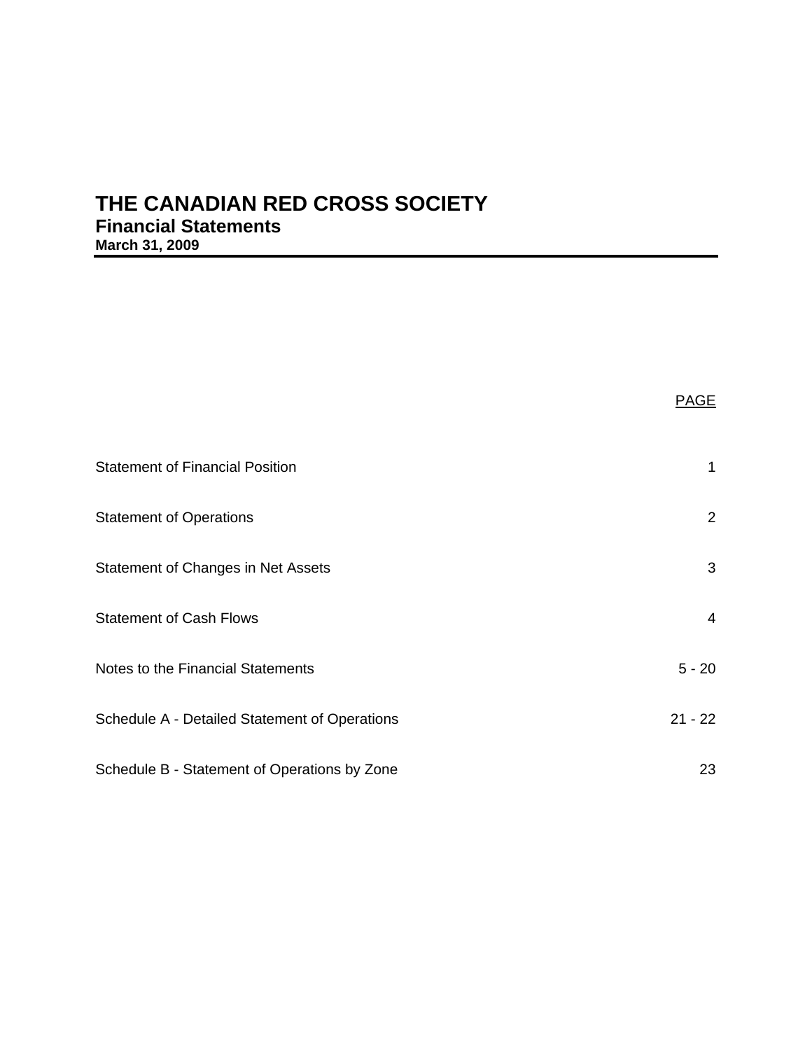# THE CANADIAN RED CROSS SOCIETY

## Financial Statements

### March 31, 2009

| | PAGE |
|---|---|
| Statement of Financial Position | 1 |
| Statement of Operations | 2 |
| Statement of Changes in Net Assets | 3 |
| Statement of Cash Flows | 4 |
| Notes to the Financial Statements | 5 - 20 |
| Schedule A - Detailed Statement of Operations | 21 - 22 |
| Schedule B - Statement of Operations by Zone | 23 |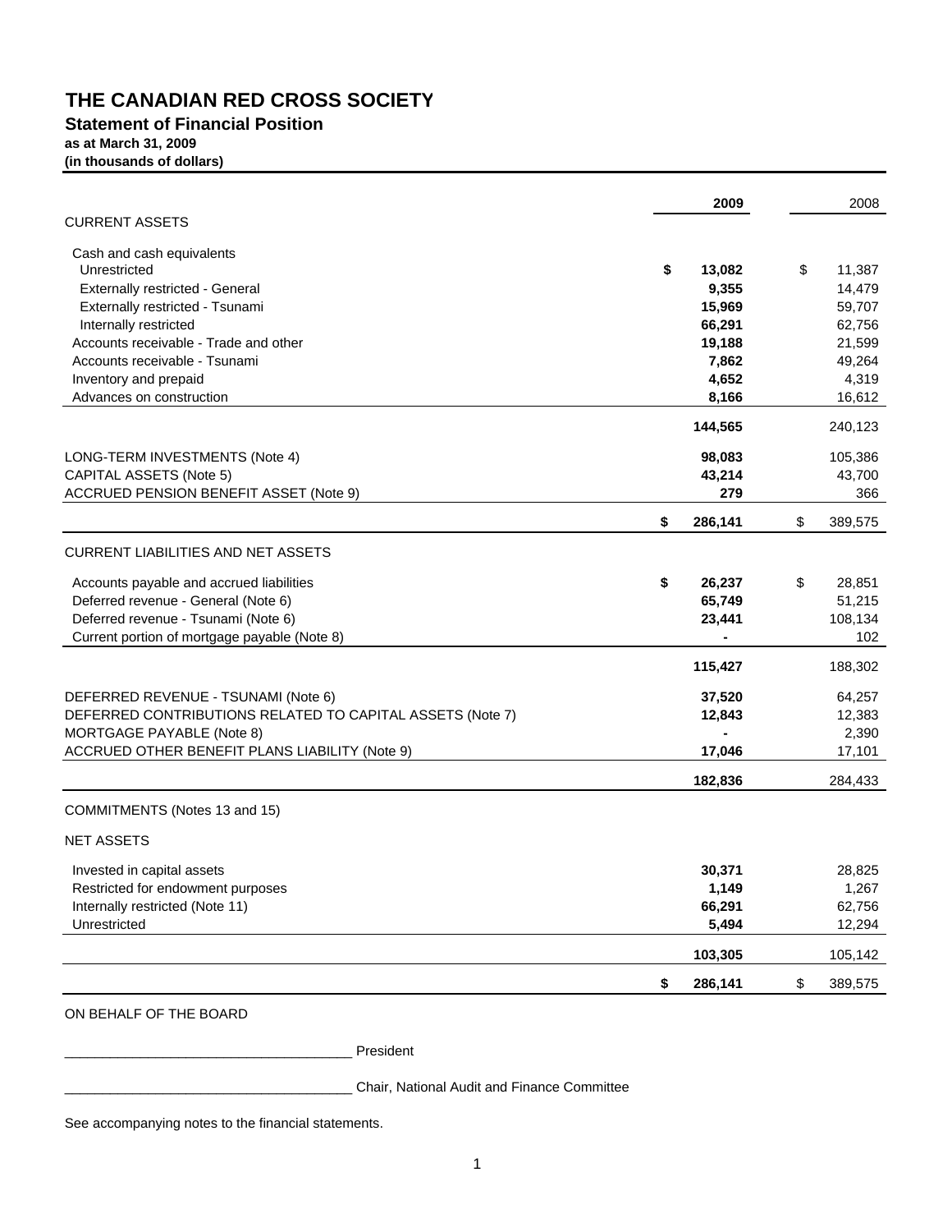# THE CANADIAN RED CROSS SOCIETY

## Statement of Financial Position

**as at March 31, 2009**
**(in thousands of dollars)**

| | 2009 | 2008 |
|---|---|---|
| CURRENT ASSETS | | |
| Cash and cash equivalents | | |
| Unrestricted | **$ 13,082** | $ 11,387 |
| Externally restricted - General | **9,355** | 14,479 |
| Externally restricted - Tsunami | **15,969** | 59,707 |
| Internally restricted | **66,291** | 62,756 |
| Accounts receivable - Trade and other | **19,188** | 21,599 |
| Accounts receivable - Tsunami | **7,862** | 49,264 |
| Inventory and prepaid | **4,652** | 4,319 |
| Advances on construction | **8,166** | 16,612 |
| | **144,565** | 240,123 |
| LONG-TERM INVESTMENTS (Note 4) | **98,083** | 105,386 |
| CAPITAL ASSETS (Note 5) | **43,214** | 43,700 |
| ACCRUED PENSION BENEFIT ASSET (Note 9) | **279** | 366 |
| | **$ 286,141** | $ 389,575 |
| CURRENT LIABILITIES AND NET ASSETS | | |
| Accounts payable and accrued liabilities | **$ 26,237** | $ 28,851 |
| Deferred revenue - General (Note 6) | **65,749** | 51,215 |
| Deferred revenue - Tsunami (Note 6) | **23,441** | 108,134 |
| Current portion of mortgage payable (Note 8) | **-** | 102 |
| | **115,427** | 188,302 |
| DEFERRED REVENUE - TSUNAMI (Note 6) | **37,520** | 64,257 |
| DEFERRED CONTRIBUTIONS RELATED TO CAPITAL ASSETS (Note 7) | **12,843** | 12,383 |
| MORTGAGE PAYABLE (Note 8) | **-** | 2,390 |
| ACCRUED OTHER BENEFIT PLANS LIABILITY (Note 9) | **17,046** | 17,101 |
| | **182,836** | 284,433 |
| COMMITMENTS (Notes 13 and 15) | | |
| NET ASSETS | | |
| Invested in capital assets | **30,371** | 28,825 |
| Restricted for endowment purposes | **1,149** | 1,267 |
| Internally restricted (Note 11) | **66,291** | 62,756 |
| Unrestricted | **5,494** | 12,294 |
| | **103,305** | 105,142 |
| | **$ 286,141** | $ 389,575 |

ON BEHALF OF THE BOARD

_____________________________________ President

_____________________________________ Chair, National Audit and Finance Committee

See accompanying notes to the financial statements.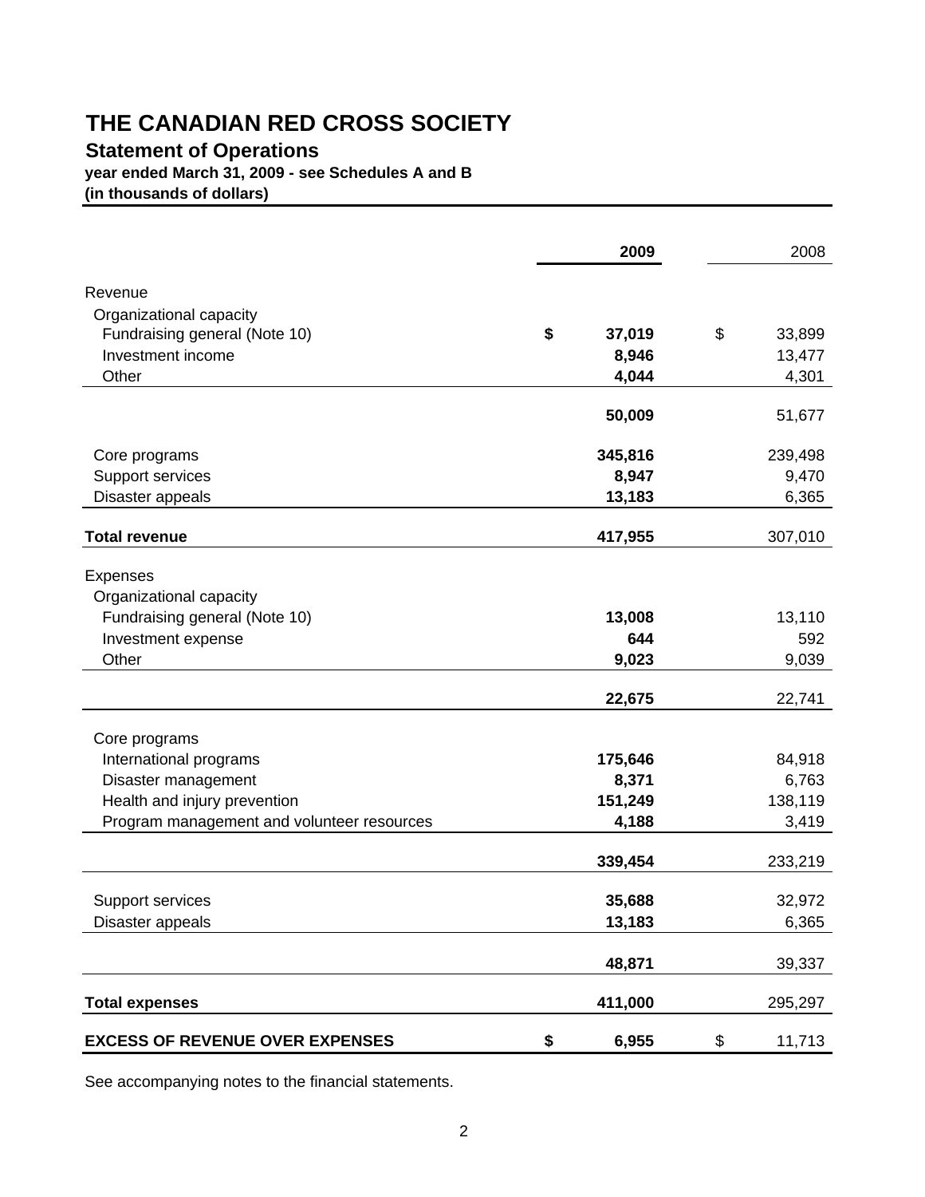# THE CANADIAN RED CROSS SOCIETY

## Statement of Operations

**year ended March 31, 2009 - see Schedules A and B**
**(in thousands of dollars)**

| | **2009** | 2008 |
|---|---|---|
| Revenue | | |
| Organizational capacity | | |
| Fundraising general (Note 10) | **$ 37,019** | $ 33,899 |
| Investment income | **8,946** | 13,477 |
| Other | **4,044** | 4,301 |
| | **50,009** | 51,677 |
| Core programs | **345,816** | 239,498 |
| Support services | **8,947** | 9,470 |
| Disaster appeals | **13,183** | 6,365 |
| **Total revenue** | **417,955** | 307,010 |
| Expenses | | |
| Organizational capacity | | |
| Fundraising general (Note 10) | **13,008** | 13,110 |
| Investment expense | **644** | 592 |
| Other | **9,023** | 9,039 |
| | **22,675** | 22,741 |
| Core programs | | |
| International programs | **175,646** | 84,918 |
| Disaster management | **8,371** | 6,763 |
| Health and injury prevention | **151,249** | 138,119 |
| Program management and volunteer resources | **4,188** | 3,419 |
| | **339,454** | 233,219 |
| Support services | **35,688** | 32,972 |
| Disaster appeals | **13,183** | 6,365 |
| | **48,871** | 39,337 |
| **Total expenses** | **411,000** | 295,297 |
| **EXCESS OF REVENUE OVER EXPENSES** | **$ 6,955** | $ 11,713 |

See accompanying notes to the financial statements.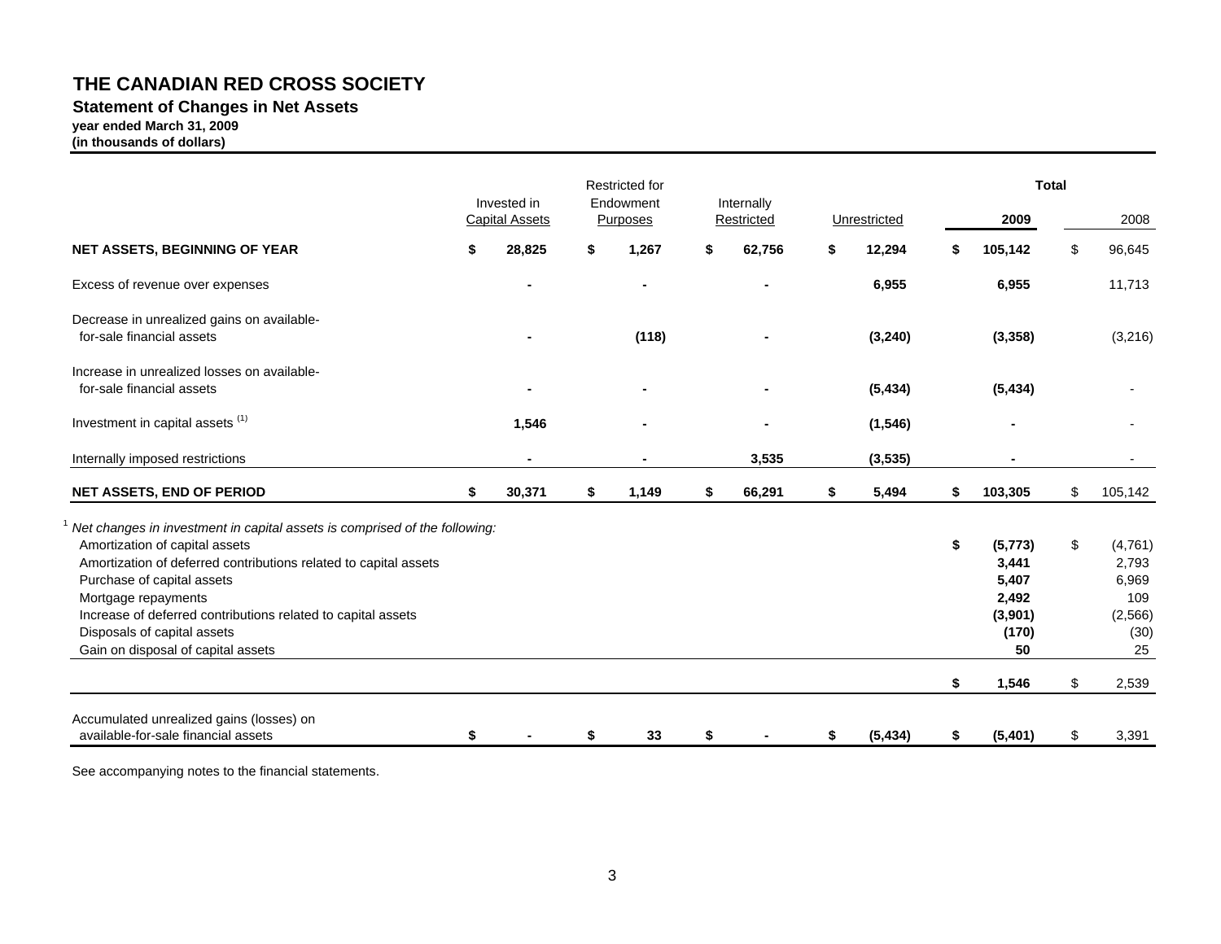# THE CANADIAN RED CROSS SOCIETY

## Statement of Changes in Net Assets

**year ended March 31, 2009**
**(in thousands of dollars)**

| | Invested in Capital Assets | Restricted for Endowment Purposes | Internally Restricted | Unrestricted | Total 2009 | Total 2008 |
|---|---|---|---|---|---|---|
| **NET ASSETS, BEGINNING OF YEAR** | **$ 28,825** | **$ 1,267** | **$ 62,756** | **$ 12,294** | **$ 105,142** | $ 96,645 |
| Excess of revenue over expenses | **-** | **-** | **-** | **6,955** | **6,955** | 11,713 |
| Decrease in unrealized gains on available-for-sale financial assets | **-** | **(118)** | **-** | **(3,240)** | **(3,358)** | (3,216) |
| Increase in unrealized losses on available-for-sale financial assets | **-** | **-** | **-** | **(5,434)** | **(5,434)** | - |
| Investment in capital assets [(1)] | **1,546** | **-** | **-** | **(1,546)** | **-** | - |
| Internally imposed restrictions | **-** | **-** | **3,535** | **(3,535)** | **-** | - |
| **NET ASSETS, END OF PERIOD** | **$ 30,371** | **$ 1,149** | **$ 66,291** | **$ 5,494** | **$ 103,305** | $ 105,142 |

[1] *Net changes in investment in capital assets is comprised of the following:*

| | 2009 | 2008 |
|---|---|---|
| Amortization of capital assets | **$ (5,773)** | $ (4,761) |
| Amortization of deferred contributions related to capital assets | **3,441** | 2,793 |
| Purchase of capital assets | **5,407** | 6,969 |
| Mortgage repayments | **2,492** | 109 |
| Increase of deferred contributions related to capital assets | **(3,901)** | (2,566) |
| Disposals of capital assets | **(170)** | (30) |
| Gain on disposal of capital assets | **50** | 25 |
| | **$ 1,546** | $ 2,539 |

| | Invested in Capital Assets | Restricted for Endowment Purposes | Internally Restricted | Unrestricted | Total 2009 | Total 2008 |
|---|---|---|---|---|---|---|
| Accumulated unrealized gains (losses) on available-for-sale financial assets | **$ -** | **$ 33** | **$ -** | **$ (5,434)** | **$ (5,401)** | $ 3,391 |

See accompanying notes to the financial statements.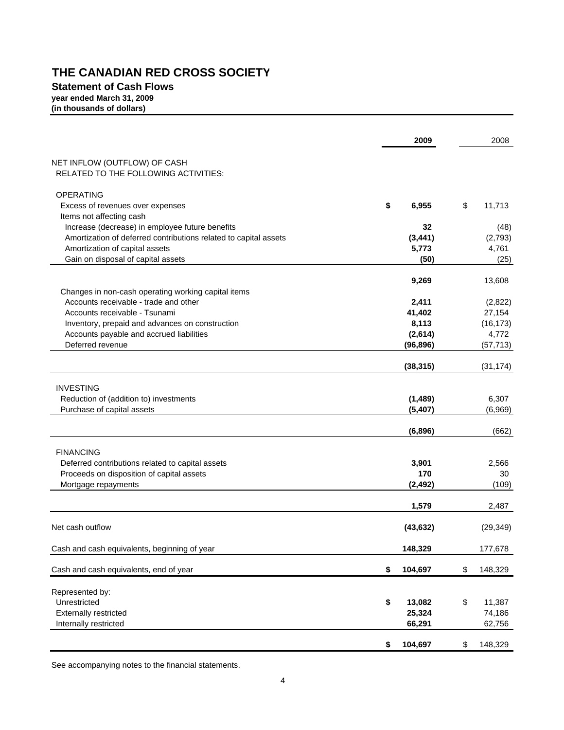# THE CANADIAN RED CROSS SOCIETY

## Statement of Cash Flows

**year ended March 31, 2009**
**(in thousands of dollars)**

| | 2009 | 2008 |
|---|---|---|
| NET INFLOW (OUTFLOW) OF CASH RELATED TO THE FOLLOWING ACTIVITIES: | | |
| OPERATING | | |
| Excess of revenues over expenses | $ 6,955 | $ 11,713 |
| Items not affecting cash | | |
| Increase (decrease) in employee future benefits | 32 | (48) |
| Amortization of deferred contributions related to capital assets | (3,441) | (2,793) |
| Amortization of capital assets | 5,773 | 4,761 |
| Gain on disposal of capital assets | (50) | (25) |
| | 9,269 | 13,608 |
| Changes in non-cash operating working capital items | | |
| Accounts receivable - trade and other | 2,411 | (2,822) |
| Accounts receivable - Tsunami | 41,402 | 27,154 |
| Inventory, prepaid and advances on construction | 8,113 | (16,173) |
| Accounts payable and accrued liabilities | (2,614) | 4,772 |
| Deferred revenue | (96,896) | (57,713) |
| | (38,315) | (31,174) |
| INVESTING | | |
| Reduction of (addition to) investments | (1,489) | 6,307 |
| Purchase of capital assets | (5,407) | (6,969) |
| | (6,896) | (662) |
| FINANCING | | |
| Deferred contributions related to capital assets | 3,901 | 2,566 |
| Proceeds on disposition of capital assets | 170 | 30 |
| Mortgage repayments | (2,492) | (109) |
| | 1,579 | 2,487 |
| Net cash outflow | (43,632) | (29,349) |
| Cash and cash equivalents, beginning of year | 148,329 | 177,678 |
| Cash and cash equivalents, end of year | $ 104,697 | $ 148,329 |
| Represented by: | | |
| Unrestricted | $ 13,082 | $ 11,387 |
| Externally restricted | 25,324 | 74,186 |
| Internally restricted | 66,291 | 62,756 |
| | $ 104,697 | $ 148,329 |

See accompanying notes to the financial statements.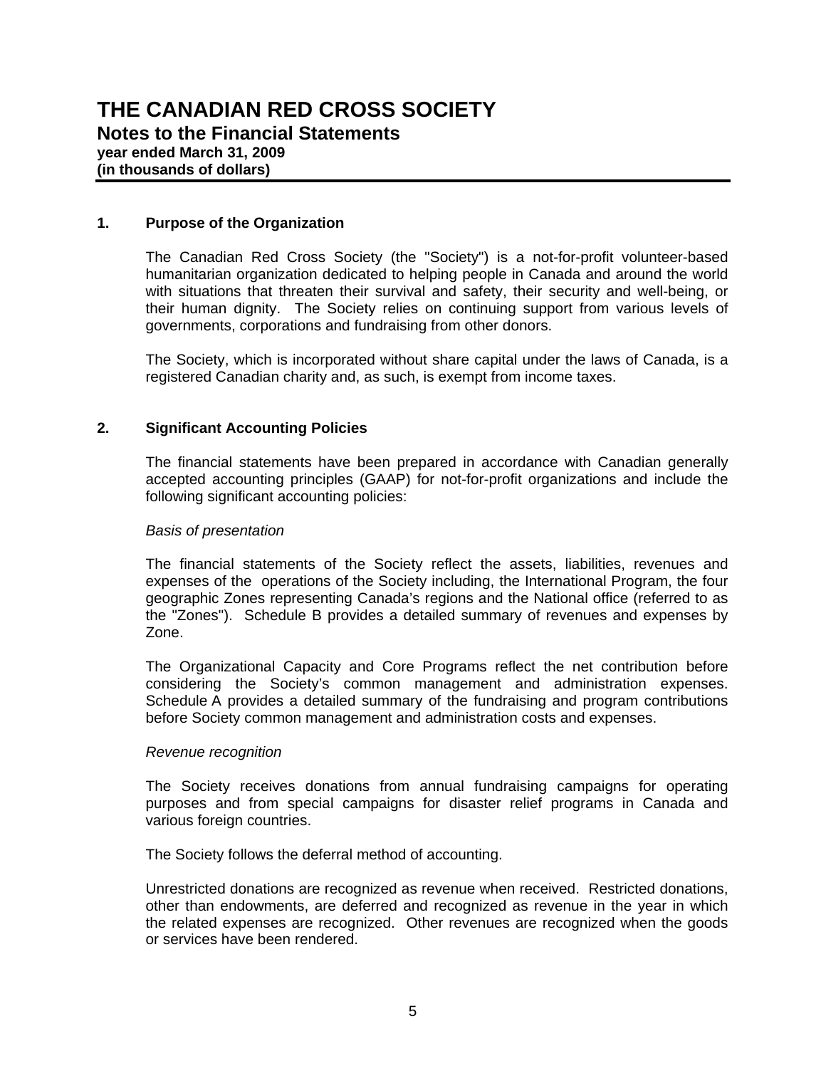# THE CANADIAN RED CROSS SOCIETY

## Notes to the Financial Statements

**year ended March 31, 2009**
**(in thousands of dollars)**

### 1. Purpose of the Organization

The Canadian Red Cross Society (the "Society") is a not-for-profit volunteer-based humanitarian organization dedicated to helping people in Canada and around the world with situations that threaten their survival and safety, their security and well-being, or their human dignity. The Society relies on continuing support from various levels of governments, corporations and fundraising from other donors.

The Society, which is incorporated without share capital under the laws of Canada, is a registered Canadian charity and, as such, is exempt from income taxes.

### 2. Significant Accounting Policies

The financial statements have been prepared in accordance with Canadian generally accepted accounting principles (GAAP) for not-for-profit organizations and include the following significant accounting policies:

*Basis of presentation*

The financial statements of the Society reflect the assets, liabilities, revenues and expenses of the operations of the Society including, the International Program, the four geographic Zones representing Canada's regions and the National office (referred to as the "Zones"). Schedule B provides a detailed summary of revenues and expenses by Zone.

The Organizational Capacity and Core Programs reflect the net contribution before considering the Society's common management and administration expenses. Schedule A provides a detailed summary of the fundraising and program contributions before Society common management and administration costs and expenses.

*Revenue recognition*

The Society receives donations from annual fundraising campaigns for operating purposes and from special campaigns for disaster relief programs in Canada and various foreign countries.

The Society follows the deferral method of accounting.

Unrestricted donations are recognized as revenue when received. Restricted donations, other than endowments, are deferred and recognized as revenue in the year in which the related expenses are recognized. Other revenues are recognized when the goods or services have been rendered.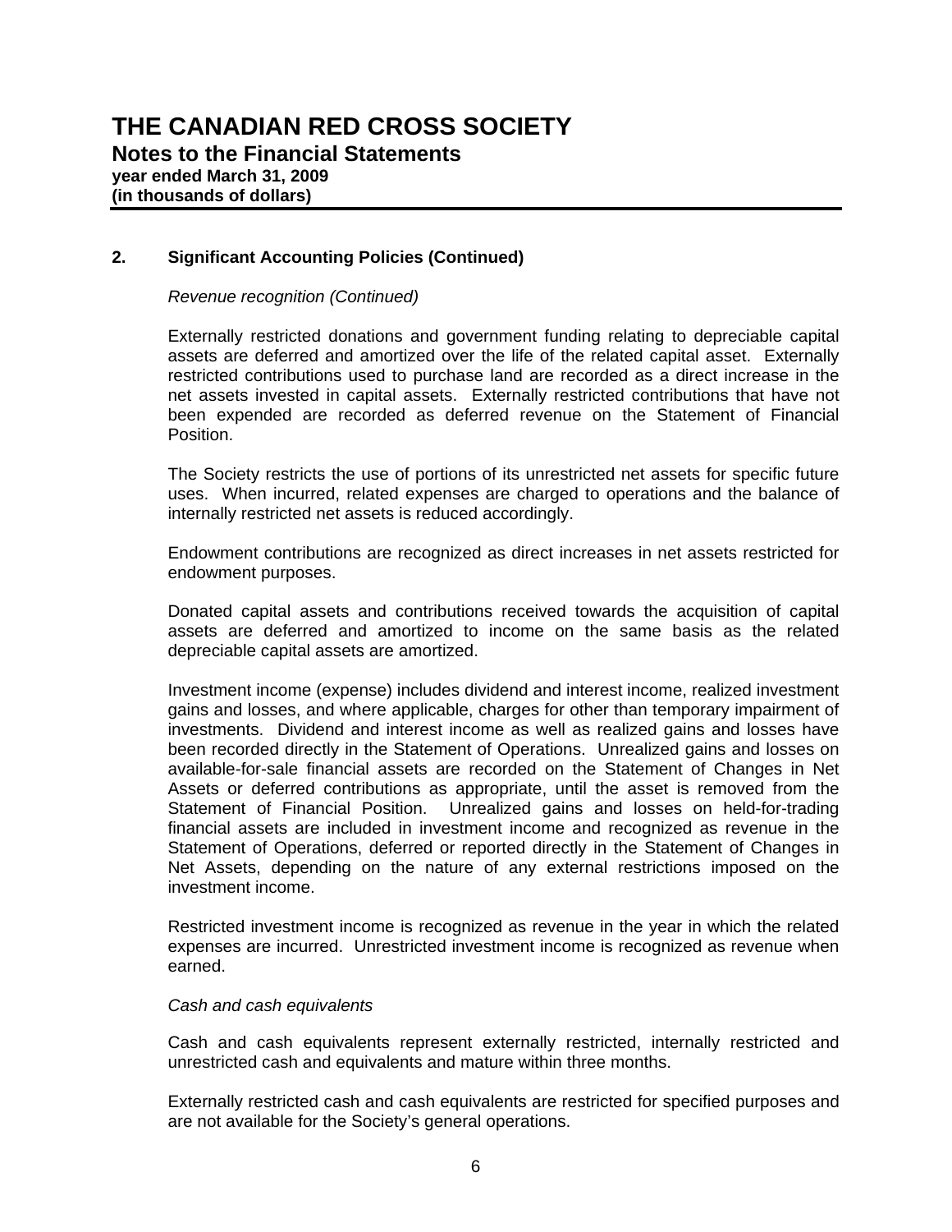# THE CANADIAN RED CROSS SOCIETY

## Notes to the Financial Statements

**year ended March 31, 2009**
**(in thousands of dollars)**

### 2. Significant Accounting Policies (Continued)

*Revenue recognition (Continued)*

Externally restricted donations and government funding relating to depreciable capital assets are deferred and amortized over the life of the related capital asset. Externally restricted contributions used to purchase land are recorded as a direct increase in the net assets invested in capital assets. Externally restricted contributions that have not been expended are recorded as deferred revenue on the Statement of Financial Position.

The Society restricts the use of portions of its unrestricted net assets for specific future uses. When incurred, related expenses are charged to operations and the balance of internally restricted net assets is reduced accordingly.

Endowment contributions are recognized as direct increases in net assets restricted for endowment purposes.

Donated capital assets and contributions received towards the acquisition of capital assets are deferred and amortized to income on the same basis as the related depreciable capital assets are amortized.

Investment income (expense) includes dividend and interest income, realized investment gains and losses, and where applicable, charges for other than temporary impairment of investments. Dividend and interest income as well as realized gains and losses have been recorded directly in the Statement of Operations. Unrealized gains and losses on available-for-sale financial assets are recorded on the Statement of Changes in Net Assets or deferred contributions as appropriate, until the asset is removed from the Statement of Financial Position. Unrealized gains and losses on held-for-trading financial assets are included in investment income and recognized as revenue in the Statement of Operations, deferred or reported directly in the Statement of Changes in Net Assets, depending on the nature of any external restrictions imposed on the investment income.

Restricted investment income is recognized as revenue in the year in which the related expenses are incurred. Unrestricted investment income is recognized as revenue when earned.

*Cash and cash equivalents*

Cash and cash equivalents represent externally restricted, internally restricted and unrestricted cash and equivalents and mature within three months.

Externally restricted cash and cash equivalents are restricted for specified purposes and are not available for the Society's general operations.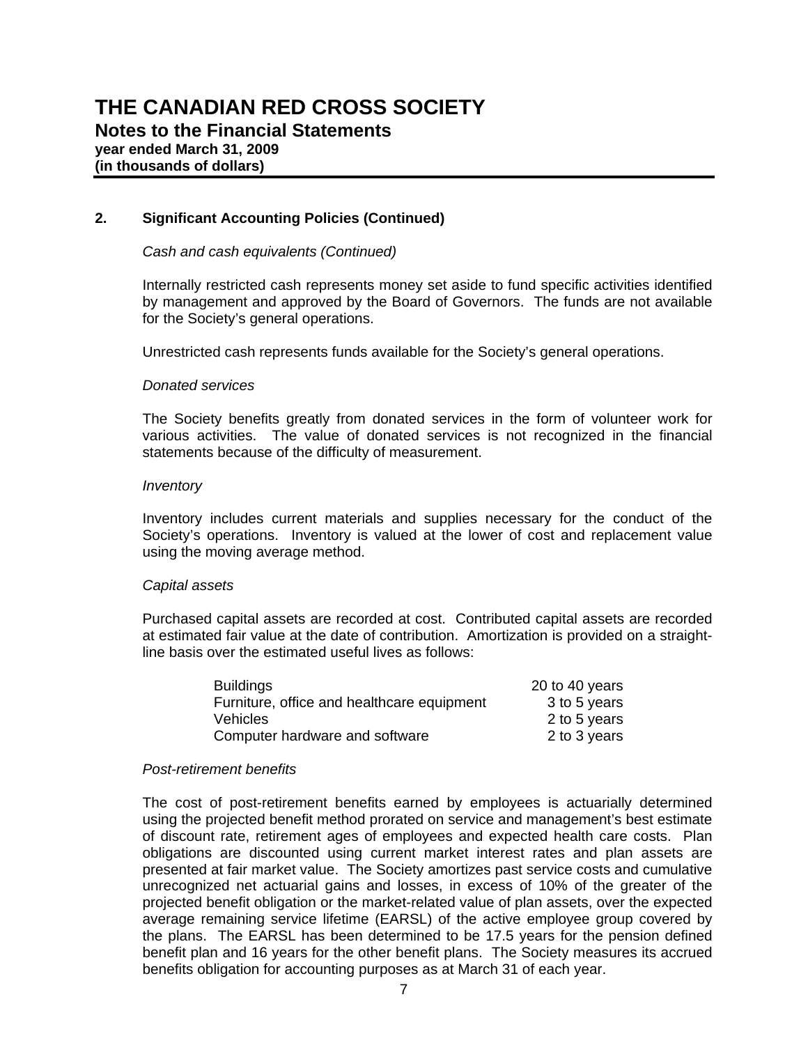# THE CANADIAN RED CROSS SOCIETY

## Notes to the Financial Statements

**year ended March 31, 2009**
**(in thousands of dollars)**

### 2. Significant Accounting Policies (Continued)

*Cash and cash equivalents (Continued)*

Internally restricted cash represents money set aside to fund specific activities identified by management and approved by the Board of Governors. The funds are not available for the Society's general operations.

Unrestricted cash represents funds available for the Society's general operations.

*Donated services*

The Society benefits greatly from donated services in the form of volunteer work for various activities. The value of donated services is not recognized in the financial statements because of the difficulty of measurement.

*Inventory*

Inventory includes current materials and supplies necessary for the conduct of the Society's operations. Inventory is valued at the lower of cost and replacement value using the moving average method.

*Capital assets*

Purchased capital assets are recorded at cost. Contributed capital assets are recorded at estimated fair value at the date of contribution. Amortization is provided on a straight-line basis over the estimated useful lives as follows:

| | |
|---|---|
| Buildings | 20 to 40 years |
| Furniture, office and healthcare equipment | 3 to 5 years |
| Vehicles | 2 to 5 years |
| Computer hardware and software | 2 to 3 years |

*Post-retirement benefits*

The cost of post-retirement benefits earned by employees is actuarially determined using the projected benefit method prorated on service and management's best estimate of discount rate, retirement ages of employees and expected health care costs. Plan obligations are discounted using current market interest rates and plan assets are presented at fair market value. The Society amortizes past service costs and cumulative unrecognized net actuarial gains and losses, in excess of 10% of the greater of the projected benefit obligation or the market-related value of plan assets, over the expected average remaining service lifetime (EARSL) of the active employee group covered by the plans. The EARSL has been determined to be 17.5 years for the pension defined benefit plan and 16 years for the other benefit plans. The Society measures its accrued benefits obligation for accounting purposes as at March 31 of each year.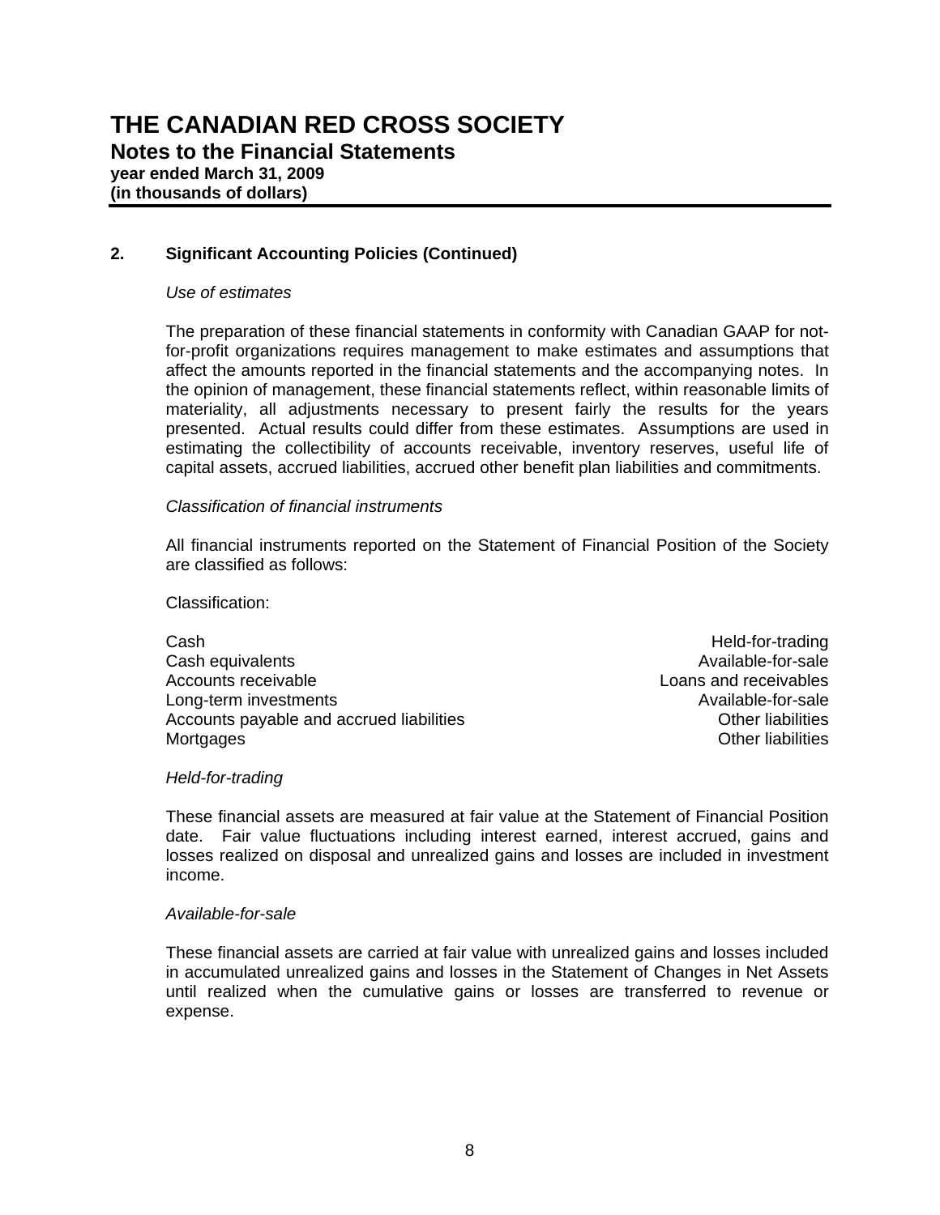# THE CANADIAN RED CROSS SOCIETY

## Notes to the Financial Statements

**year ended March 31, 2009**
**(in thousands of dollars)**

### 2. Significant Accounting Policies (Continued)

*Use of estimates*

The preparation of these financial statements in conformity with Canadian GAAP for not-for-profit organizations requires management to make estimates and assumptions that affect the amounts reported in the financial statements and the accompanying notes. In the opinion of management, these financial statements reflect, within reasonable limits of materiality, all adjustments necessary to present fairly the results for the years presented. Actual results could differ from these estimates. Assumptions are used in estimating the collectibility of accounts receivable, inventory reserves, useful life of capital assets, accrued liabilities, accrued other benefit plan liabilities and commitments.

*Classification of financial instruments*

All financial instruments reported on the Statement of Financial Position of the Society are classified as follows:

Classification:

| | |
|---|---|
| Cash | Held-for-trading |
| Cash equivalents | Available-for-sale |
| Accounts receivable | Loans and receivables |
| Long-term investments | Available-for-sale |
| Accounts payable and accrued liabilities | Other liabilities |
| Mortgages | Other liabilities |

*Held-for-trading*

These financial assets are measured at fair value at the Statement of Financial Position date. Fair value fluctuations including interest earned, interest accrued, gains and losses realized on disposal and unrealized gains and losses are included in investment income.

*Available-for-sale*

These financial assets are carried at fair value with unrealized gains and losses included in accumulated unrealized gains and losses in the Statement of Changes in Net Assets until realized when the cumulative gains or losses are transferred to revenue or expense.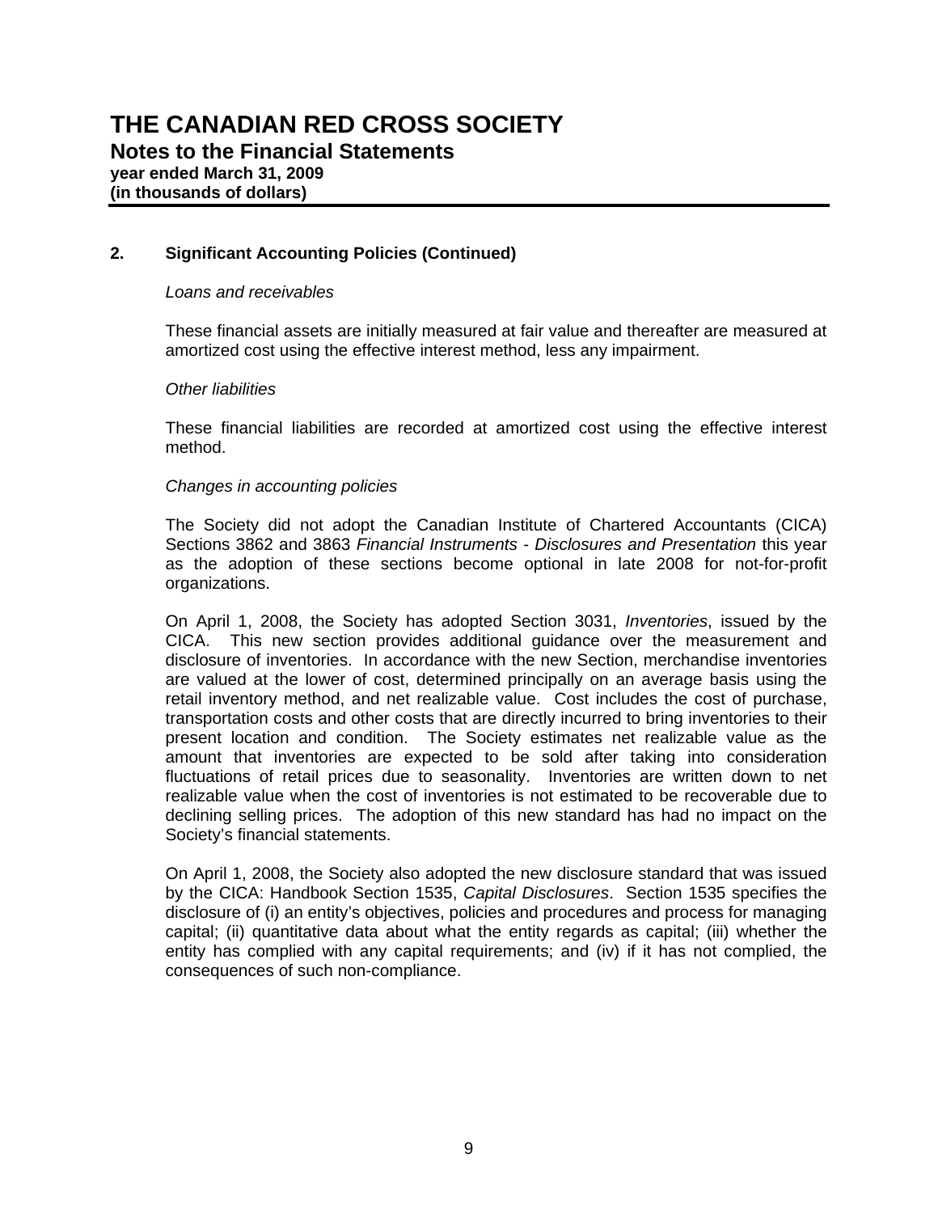# THE CANADIAN RED CROSS SOCIETY

**Notes to the Financial Statements**
**year ended March 31, 2009**
**(in thousands of dollars)**

## 2. Significant Accounting Policies (Continued)

*Loans and receivables*

These financial assets are initially measured at fair value and thereafter are measured at amortized cost using the effective interest method, less any impairment.

*Other liabilities*

These financial liabilities are recorded at amortized cost using the effective interest method.

*Changes in accounting policies*

The Society did not adopt the Canadian Institute of Chartered Accountants (CICA) Sections 3862 and 3863 *Financial Instruments - Disclosures and Presentation* this year as the adoption of these sections become optional in late 2008 for not-for-profit organizations.

On April 1, 2008, the Society has adopted Section 3031, *Inventories*, issued by the CICA. This new section provides additional guidance over the measurement and disclosure of inventories. In accordance with the new Section, merchandise inventories are valued at the lower of cost, determined principally on an average basis using the retail inventory method, and net realizable value. Cost includes the cost of purchase, transportation costs and other costs that are directly incurred to bring inventories to their present location and condition. The Society estimates net realizable value as the amount that inventories are expected to be sold after taking into consideration fluctuations of retail prices due to seasonality. Inventories are written down to net realizable value when the cost of inventories is not estimated to be recoverable due to declining selling prices. The adoption of this new standard has had no impact on the Society's financial statements.

On April 1, 2008, the Society also adopted the new disclosure standard that was issued by the CICA: Handbook Section 1535, *Capital Disclosures*. Section 1535 specifies the disclosure of (i) an entity's objectives, policies and procedures and process for managing capital; (ii) quantitative data about what the entity regards as capital; (iii) whether the entity has complied with any capital requirements; and (iv) if it has not complied, the consequences of such non-compliance.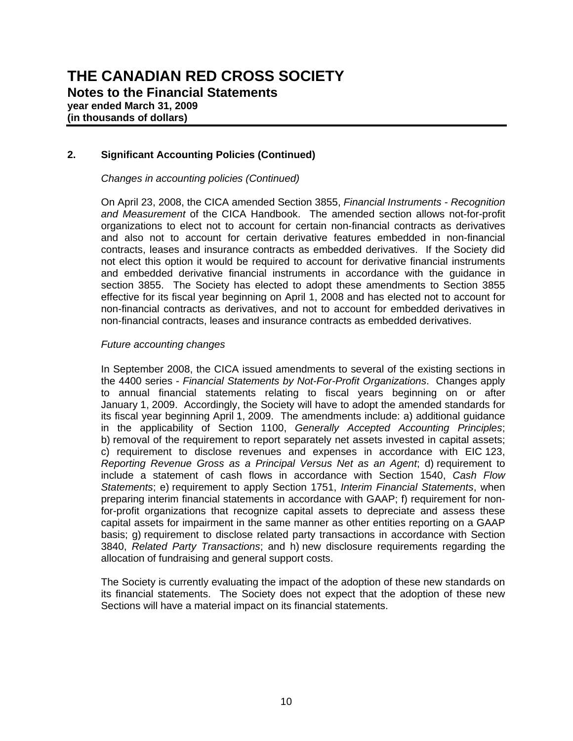# THE CANADIAN RED CROSS SOCIETY

**Notes to the Financial Statements**
**year ended March 31, 2009**
**(in thousands of dollars)**

## 2. Significant Accounting Policies (Continued)

*Changes in accounting policies (Continued)*

On April 23, 2008, the CICA amended Section 3855, *Financial Instruments - Recognition and Measurement* of the CICA Handbook. The amended section allows not-for-profit organizations to elect not to account for certain non-financial contracts as derivatives and also not to account for certain derivative features embedded in non-financial contracts, leases and insurance contracts as embedded derivatives. If the Society did not elect this option it would be required to account for derivative financial instruments and embedded derivative financial instruments in accordance with the guidance in section 3855. The Society has elected to adopt these amendments to Section 3855 effective for its fiscal year beginning on April 1, 2008 and has elected not to account for non-financial contracts as derivatives, and not to account for embedded derivatives in non-financial contracts, leases and insurance contracts as embedded derivatives.

*Future accounting changes*

In September 2008, the CICA issued amendments to several of the existing sections in the 4400 series - *Financial Statements by Not-For-Profit Organizations*. Changes apply to annual financial statements relating to fiscal years beginning on or after January 1, 2009. Accordingly, the Society will have to adopt the amended standards for its fiscal year beginning April 1, 2009. The amendments include: a) additional guidance in the applicability of Section 1100, *Generally Accepted Accounting Principles*; b) removal of the requirement to report separately net assets invested in capital assets; c) requirement to disclose revenues and expenses in accordance with EIC 123, *Reporting Revenue Gross as a Principal Versus Net as an Agent*; d) requirement to include a statement of cash flows in accordance with Section 1540, *Cash Flow Statements*; e) requirement to apply Section 1751, *Interim Financial Statements*, when preparing interim financial statements in accordance with GAAP; f) requirement for non-for-profit organizations that recognize capital assets to depreciate and assess these capital assets for impairment in the same manner as other entities reporting on a GAAP basis; g) requirement to disclose related party transactions in accordance with Section 3840, *Related Party Transactions*; and h) new disclosure requirements regarding the allocation of fundraising and general support costs.

The Society is currently evaluating the impact of the adoption of these new standards on its financial statements. The Society does not expect that the adoption of these new Sections will have a material impact on its financial statements.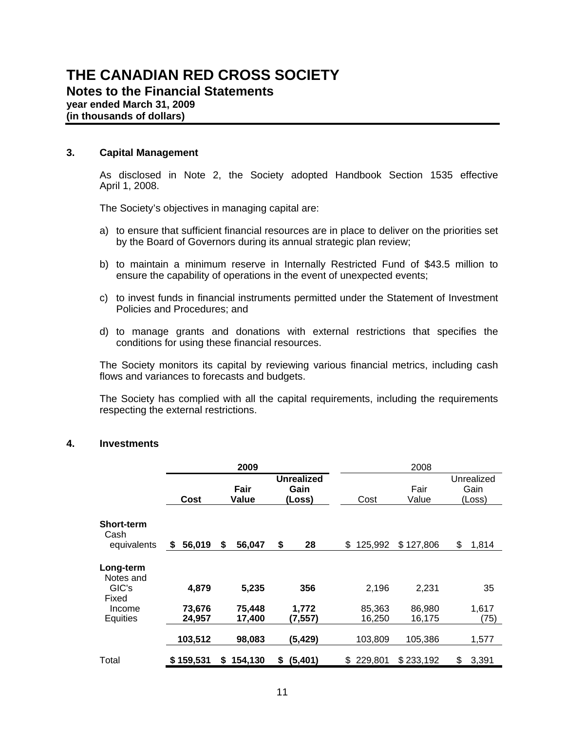# THE CANADIAN RED CROSS SOCIETY

## Notes to the Financial Statements

**year ended March 31, 2009**
**(in thousands of dollars)**

### 3. Capital Management

As disclosed in Note 2, the Society adopted Handbook Section 1535 effective April 1, 2008.

The Society's objectives in managing capital are:

a) to ensure that sufficient financial resources are in place to deliver on the priorities set by the Board of Governors during its annual strategic plan review;

b) to maintain a minimum reserve in Internally Restricted Fund of $43.5 million to ensure the capability of operations in the event of unexpected events;

c) to invest funds in financial instruments permitted under the Statement of Investment Policies and Procedures; and

d) to manage grants and donations with external restrictions that specifies the conditions for using these financial resources.

The Society monitors its capital by reviewing various financial metrics, including cash flows and variances to forecasts and budgets.

The Society has complied with all the capital requirements, including the requirements respecting the external restrictions.

### 4. Investments

| | **2009** | | | 2008 | | |
|---|---|---|---|---|---|---|
| | **Cost** | **Fair Value** | **Unrealized Gain (Loss)** | Cost | Fair Value | Unrealized Gain (Loss) |
| **Short-term** | | | | | | |
| Cash equivalents | **$ 56,019** | **$ 56,047** | **$ 28** | $ 125,992 | $ 127,806 | $ 1,814 |
| **Long-term** | | | | | | |
| Notes and GIC's | **4,879** | **5,235** | **356** | 2,196 | 2,231 | 35 |
| Fixed Income | **73,676** | **75,448** | **1,772** | 85,363 | 86,980 | 1,617 |
| Equities | **24,957** | **17,400** | **(7,557)** | 16,250 | 16,175 | (75) |
| | **103,512** | **98,083** | **(5,429)** | 103,809 | 105,386 | 1,577 |
| Total | **$ 159,531** | **$ 154,130** | **$ (5,401)** | $ 229,801 | $ 233,192 | $ 3,391 |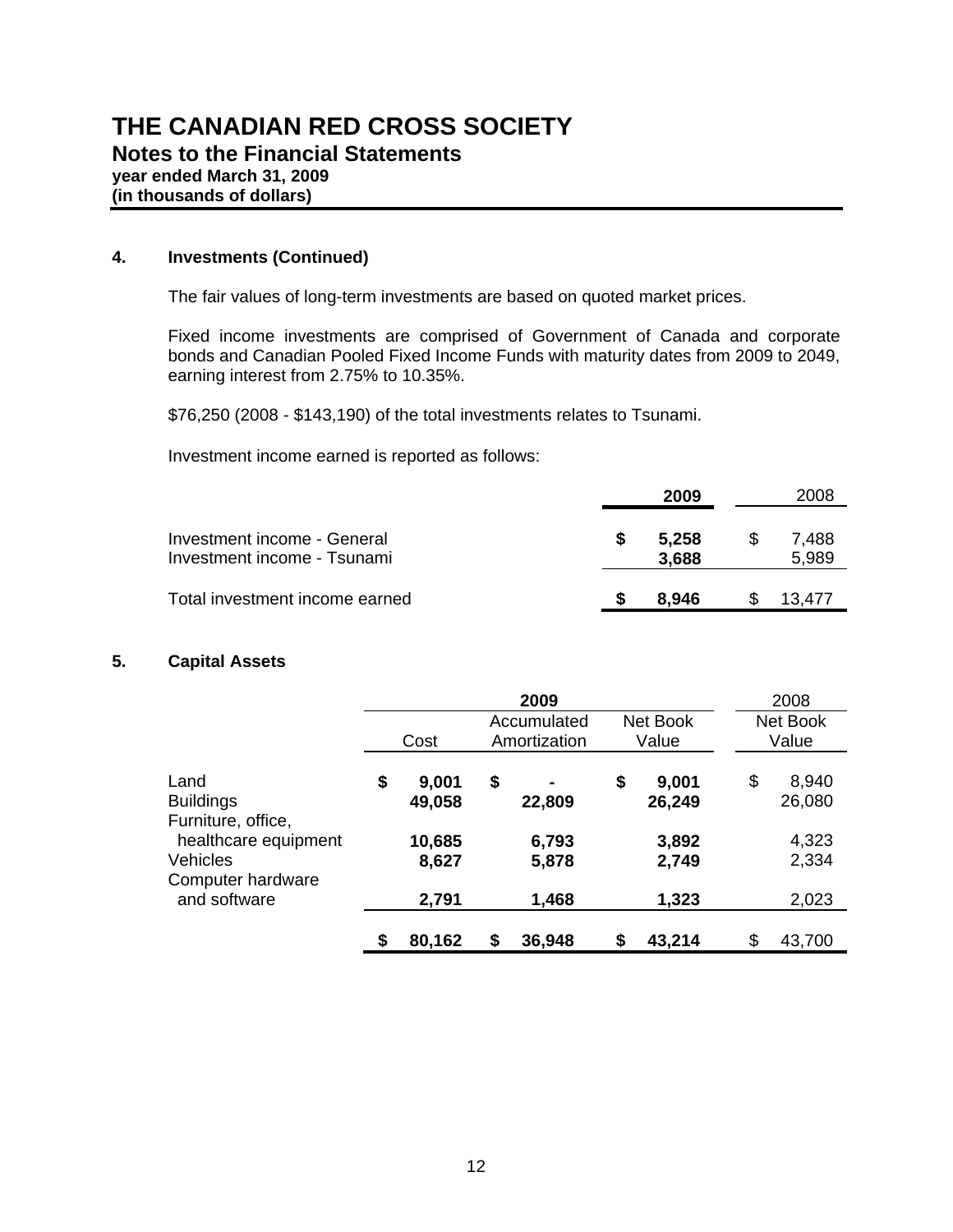# THE CANADIAN RED CROSS SOCIETY

## Notes to the Financial Statements

**year ended March 31, 2009**
**(in thousands of dollars)**

### 4. Investments (Continued)

The fair values of long-term investments are based on quoted market prices.

Fixed income investments are comprised of Government of Canada and corporate bonds and Canadian Pooled Fixed Income Funds with maturity dates from 2009 to 2049, earning interest from 2.75% to 10.35%.

$76,250 (2008 - $143,190) of the total investments relates to Tsunami.

Investment income earned is reported as follows:

| | **2009** | 2008 |
|---|---|---|
| Investment income - General | **$ 5,258** | $ 7,488 |
| Investment income - Tsunami | **3,688** | 5,989 |
| Total investment income earned | **$ 8,946** | $ 13,477 |

### 5. Capital Assets

| | **2009** | | | 2008 |
|---|---|---|---|---|
| | Cost | Accumulated Amortization | Net Book Value | Net Book Value |
| Land | **$ 9,001** | **$ -** | **$ 9,001** | $ 8,940 |
| Buildings | **49,058** | **22,809** | **26,249** | 26,080 |
| Furniture, office, healthcare equipment | **10,685** | **6,793** | **3,892** | 4,323 |
| Vehicles | **8,627** | **5,878** | **2,749** | 2,334 |
| Computer hardware and software | **2,791** | **1,468** | **1,323** | 2,023 |
| | **$ 80,162** | **$ 36,948** | **$ 43,214** | $ 43,700 |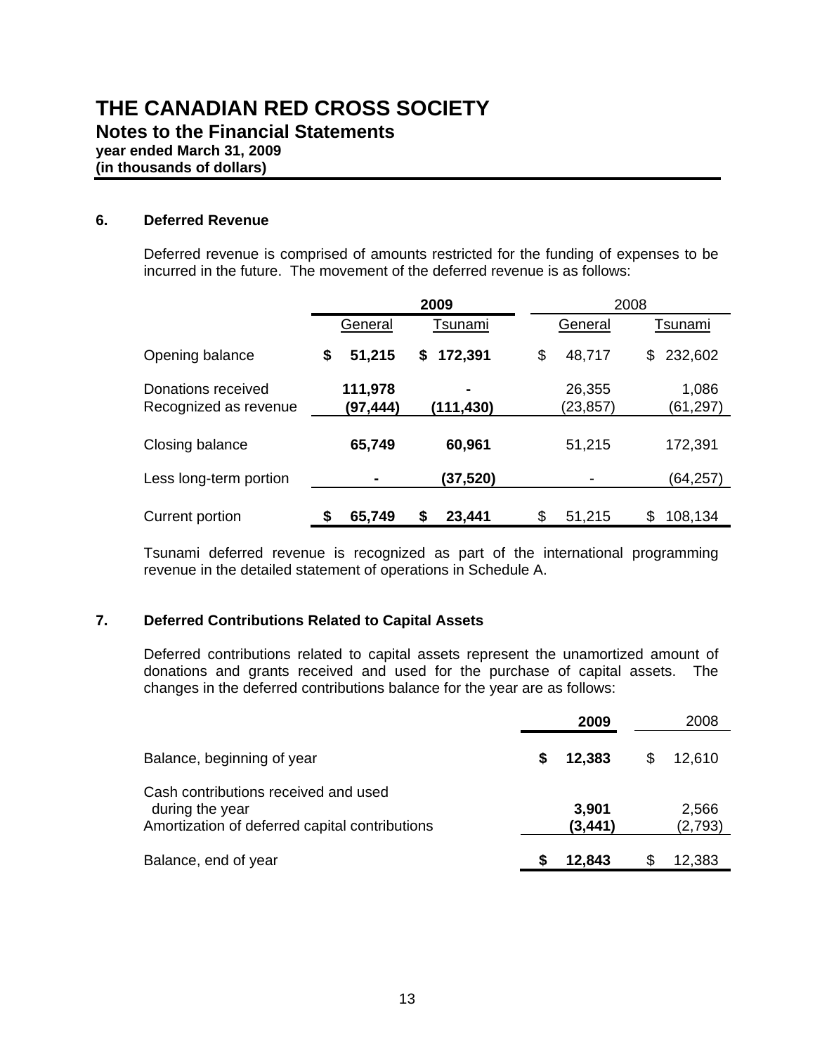# THE CANADIAN RED CROSS SOCIETY

## Notes to the Financial Statements

**year ended March 31, 2009**
**(in thousands of dollars)**

### 6. Deferred Revenue

Deferred revenue is comprised of amounts restricted for the funding of expenses to be incurred in the future. The movement of the deferred revenue is as follows:

| | **2009** | | 2008 | |
|---|---|---|---|---|
| | General | Tsunami | General | Tsunami |
| Opening balance | **$ 51,215** | **$ 172,391** | $ 48,717 | $ 232,602 |
| Donations received | **111,978** | **-** | 26,355 | 1,086 |
| Recognized as revenue | **(97,444)** | **(111,430)** | (23,857) | (61,297) |
| Closing balance | **65,749** | **60,961** | 51,215 | 172,391 |
| Less long-term portion | **-** | **(37,520)** | - | (64,257) |
| Current portion | **$ 65,749** | **$ 23,441** | $ 51,215 | $ 108,134 |

Tsunami deferred revenue is recognized as part of the international programming revenue in the detailed statement of operations in Schedule A.

### 7. Deferred Contributions Related to Capital Assets

Deferred contributions related to capital assets represent the unamortized amount of donations and grants received and used for the purchase of capital assets. The changes in the deferred contributions balance for the year are as follows:

| | **2009** | 2008 |
|---|---|---|
| Balance, beginning of year | **$ 12,383** | $ 12,610 |
| Cash contributions received and used during the year | **3,901** | 2,566 |
| Amortization of deferred capital contributions | **(3,441)** | (2,793) |
| Balance, end of year | **$ 12,843** | $ 12,383 |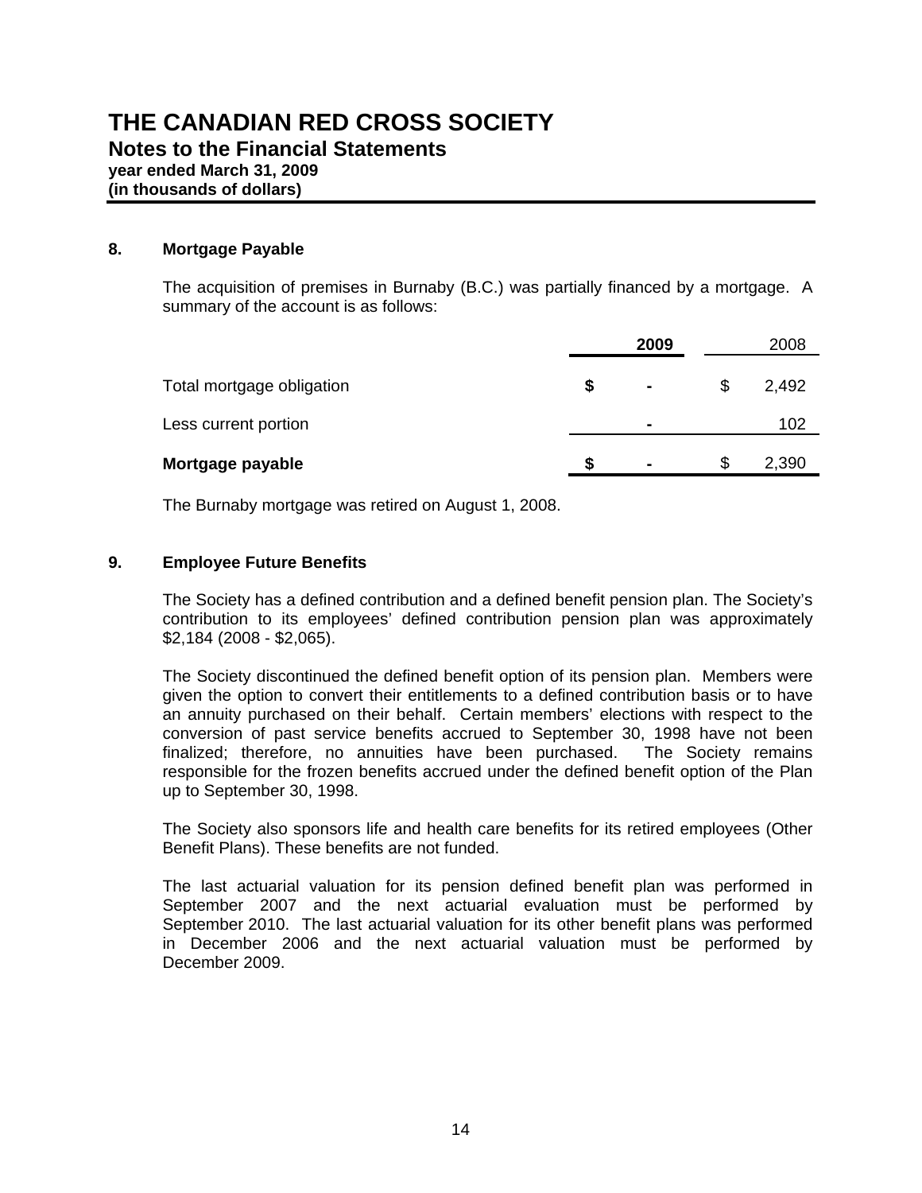# THE CANADIAN RED CROSS SOCIETY

## Notes to the Financial Statements

**year ended March 31, 2009**
**(in thousands of dollars)**

### 8. Mortgage Payable

The acquisition of premises in Burnaby (B.C.) was partially financed by a mortgage. A summary of the account is as follows:

| | **2009** | 2008 |
|---|---|---|
| Total mortgage obligation | **$ -** | $ 2,492 |
| Less current portion | **-** | 102 |
| **Mortgage payable** | **$ -** | $ 2,390 |

The Burnaby mortgage was retired on August 1, 2008.

### 9. Employee Future Benefits

The Society has a defined contribution and a defined benefit pension plan. The Society's contribution to its employees' defined contribution pension plan was approximately $2,184 (2008 - $2,065).

The Society discontinued the defined benefit option of its pension plan. Members were given the option to convert their entitlements to a defined contribution basis or to have an annuity purchased on their behalf. Certain members' elections with respect to the conversion of past service benefits accrued to September 30, 1998 have not been finalized; therefore, no annuities have been purchased. The Society remains responsible for the frozen benefits accrued under the defined benefit option of the Plan up to September 30, 1998.

The Society also sponsors life and health care benefits for its retired employees (Other Benefit Plans). These benefits are not funded.

The last actuarial valuation for its pension defined benefit plan was performed in September 2007 and the next actuarial evaluation must be performed by September 2010. The last actuarial valuation for its other benefit plans was performed in December 2006 and the next actuarial valuation must be performed by December 2009.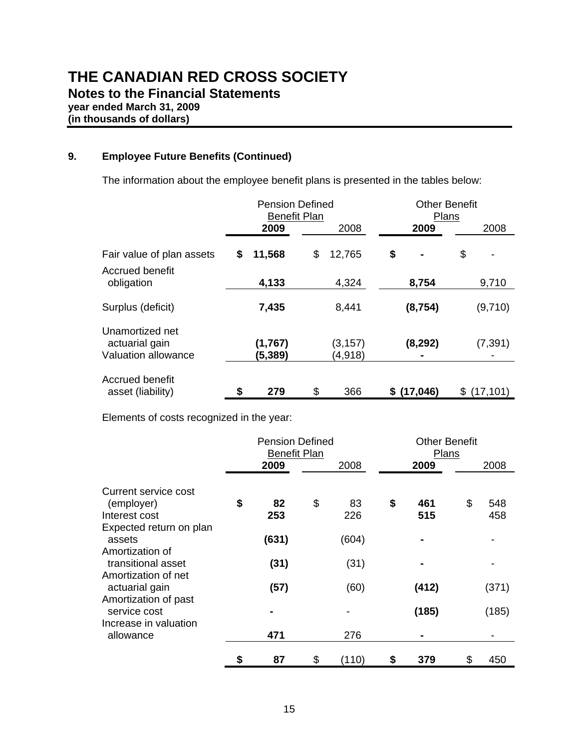# THE CANADIAN RED CROSS SOCIETY

## Notes to the Financial Statements

**year ended March 31, 2009**
**(in thousands of dollars)**

### 9. Employee Future Benefits (Continued)

The information about the employee benefit plans is presented in the tables below:

| | Pension Defined Benefit Plan | | Other Benefit Plans | |
|---|---|---|---|---|
| | **2009** | 2008 | **2009** | 2008 |
| Fair value of plan assets | **$ 11,568** | $ 12,765 | **$ -** | $ - |
| Accrued benefit obligation | **4,133** | 4,324 | **8,754** | 9,710 |
| Surplus (deficit) | **7,435** | 8,441 | **(8,754)** | (9,710) |
| Unamortized net actuarial gain | **(1,767)** | (3,157) | **(8,292)** | (7,391) |
| Valuation allowance | **(5,389)** | (4,918) | **-** | - |
| Accrued benefit asset (liability) | **$ 279** | $ 366 | **$ (17,046)** | $ (17,101) |

Elements of costs recognized in the year:

| | Pension Defined Benefit Plan | | Other Benefit Plans | |
|---|---|---|---|---|
| | **2009** | 2008 | **2009** | 2008 |
| Current service cost (employer) | **$ 82** | $ 83 | **$ 461** | $ 548 |
| Interest cost | **253** | 226 | **515** | 458 |
| Expected return on plan assets | **(631)** | (604) | **-** | - |
| Amortization of transitional asset | **(31)** | (31) | **-** | - |
| Amortization of net actuarial gain | **(57)** | (60) | **(412)** | (371) |
| Amortization of past service cost | **-** | - | **(185)** | (185) |
| Increase in valuation allowance | **471** | 276 | **-** | - |
| | **$ 87** | $ (110) | **$ 379** | $ 450 |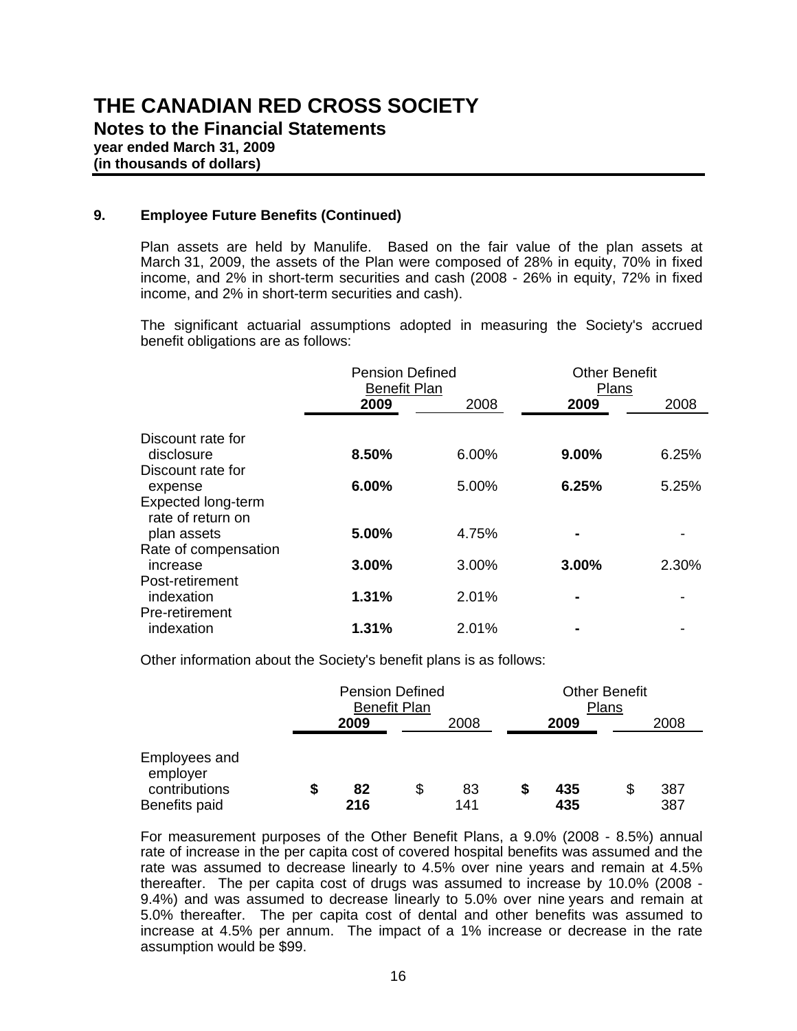## 9. Employee Future Benefits (Continued)

Plan assets are held by Manulife. Based on the fair value of the plan assets at March 31, 2009, the assets of the Plan were composed of 28% in equity, 70% in fixed income, and 2% in short-term securities and cash (2008 - 26% in equity, 72% in fixed income, and 2% in short-term securities and cash).

The significant actuarial assumptions adopted in measuring the Society's accrued benefit obligations are as follows:

| | Pension Defined Benefit Plan | | Other Benefit Plans | |
|---|---|---|---|---|
| | **2009** | 2008 | **2009** | 2008 |
| Discount rate for disclosure | **8.50%** | 6.00% | **9.00%** | 6.25% |
| Discount rate for expense | **6.00%** | 5.00% | **6.25%** | 5.25% |
| Expected long-term rate of return on plan assets | **5.00%** | 4.75% | **-** | - |
| Rate of compensation increase | **3.00%** | 3.00% | **3.00%** | 2.30% |
| Post-retirement indexation | **1.31%** | 2.01% | **-** | - |
| Pre-retirement indexation | **1.31%** | 2.01% | **-** | - |

Other information about the Society's benefit plans is as follows:

| | Pension Defined Benefit Plan | | Other Benefit Plans | |
|---|---|---|---|---|
| | **2009** | 2008 | **2009** | 2008 |
| Employees and employer contributions | **$ 82** | $ 83 | **$ 435** | $ 387 |
| Benefits paid | **216** | 141 | **435** | 387 |

For measurement purposes of the Other Benefit Plans, a 9.0% (2008 - 8.5%) annual rate of increase in the per capita cost of covered hospital benefits was assumed and the rate was assumed to decrease linearly to 4.5% over nine years and remain at 4.5% thereafter. The per capita cost of drugs was assumed to increase by 10.0% (2008 - 9.4%) and was assumed to decrease linearly to 5.0% over nine years and remain at 5.0% thereafter. The per capita cost of dental and other benefits was assumed to increase at 4.5% per annum. The impact of a 1% increase or decrease in the rate assumption would be $99.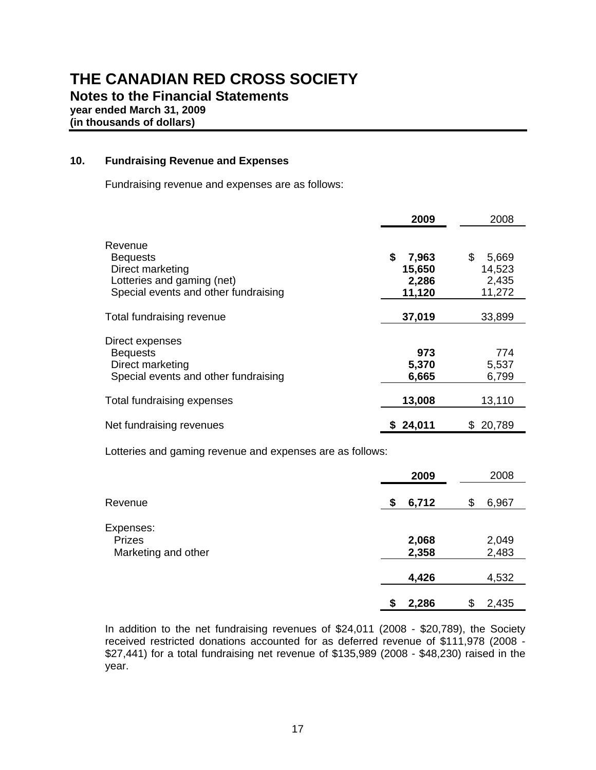# THE CANADIAN RED CROSS SOCIETY

## Notes to the Financial Statements

**year ended March 31, 2009**
**(in thousands of dollars)**

### 10. Fundraising Revenue and Expenses

Fundraising revenue and expenses are as follows:

| | 2009 | 2008 |
|---|---|---|
| Revenue | | |
| Bequests | $ 7,963 | $ 5,669 |
| Direct marketing | 15,650 | 14,523 |
| Lotteries and gaming (net) | 2,286 | 2,435 |
| Special events and other fundraising | 11,120 | 11,272 |
| Total fundraising revenue | 37,019 | 33,899 |
| Direct expenses | | |
| Bequests | 973 | 774 |
| Direct marketing | 5,370 | 5,537 |
| Special events and other fundraising | 6,665 | 6,799 |
| Total fundraising expenses | 13,008 | 13,110 |
| Net fundraising revenues | $ 24,011 | $ 20,789 |

Lotteries and gaming revenue and expenses are as follows:

| | 2009 | 2008 |
|---|---|---|
| Revenue | $ 6,712 | $ 6,967 |
| Expenses: | | |
| Prizes | 2,068 | 2,049 |
| Marketing and other | 2,358 | 2,483 |
| | 4,426 | 4,532 |
| | $ 2,286 | $ 2,435 |

In addition to the net fundraising revenues of $24,011 (2008 - $20,789), the Society received restricted donations accounted for as deferred revenue of $111,978 (2008 - $27,441) for a total fundraising net revenue of $135,989 (2008 - $48,230) raised in the year.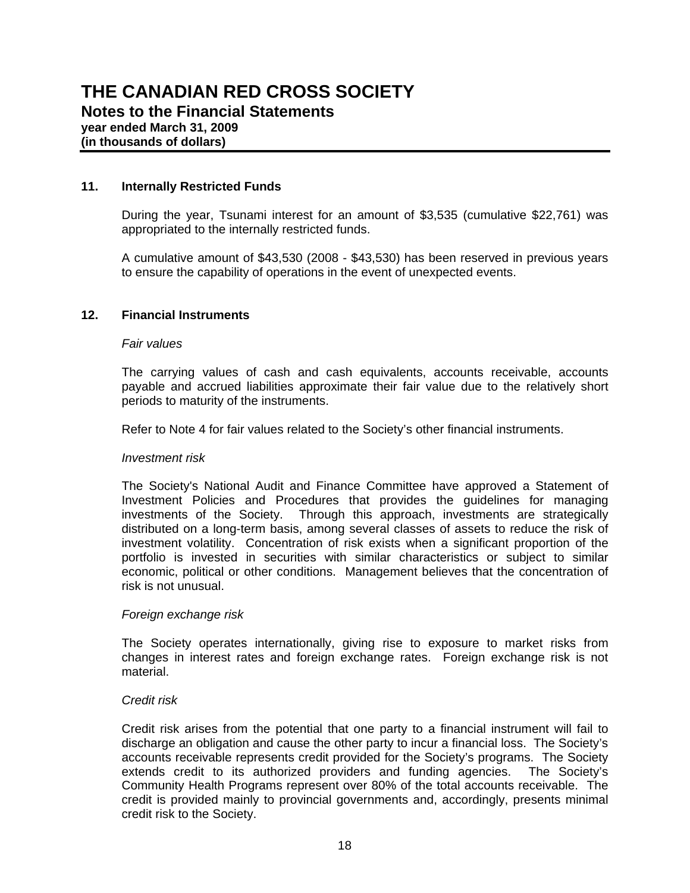# THE CANADIAN RED CROSS SOCIETY

## Notes to the Financial Statements

**year ended March 31, 2009**
**(in thousands of dollars)**

### 11. Internally Restricted Funds

During the year, Tsunami interest for an amount of $3,535 (cumulative $22,761) was appropriated to the internally restricted funds.

A cumulative amount of $43,530 (2008 - $43,530) has been reserved in previous years to ensure the capability of operations in the event of unexpected events.

### 12. Financial Instruments

*Fair values*

The carrying values of cash and cash equivalents, accounts receivable, accounts payable and accrued liabilities approximate their fair value due to the relatively short periods to maturity of the instruments.

Refer to Note 4 for fair values related to the Society's other financial instruments.

*Investment risk*

The Society's National Audit and Finance Committee have approved a Statement of Investment Policies and Procedures that provides the guidelines for managing investments of the Society. Through this approach, investments are strategically distributed on a long-term basis, among several classes of assets to reduce the risk of investment volatility. Concentration of risk exists when a significant proportion of the portfolio is invested in securities with similar characteristics or subject to similar economic, political or other conditions. Management believes that the concentration of risk is not unusual.

*Foreign exchange risk*

The Society operates internationally, giving rise to exposure to market risks from changes in interest rates and foreign exchange rates. Foreign exchange risk is not material.

*Credit risk*

Credit risk arises from the potential that one party to a financial instrument will fail to discharge an obligation and cause the other party to incur a financial loss. The Society's accounts receivable represents credit provided for the Society's programs. The Society extends credit to its authorized providers and funding agencies. The Society's Community Health Programs represent over 80% of the total accounts receivable. The credit is provided mainly to provincial governments and, accordingly, presents minimal credit risk to the Society.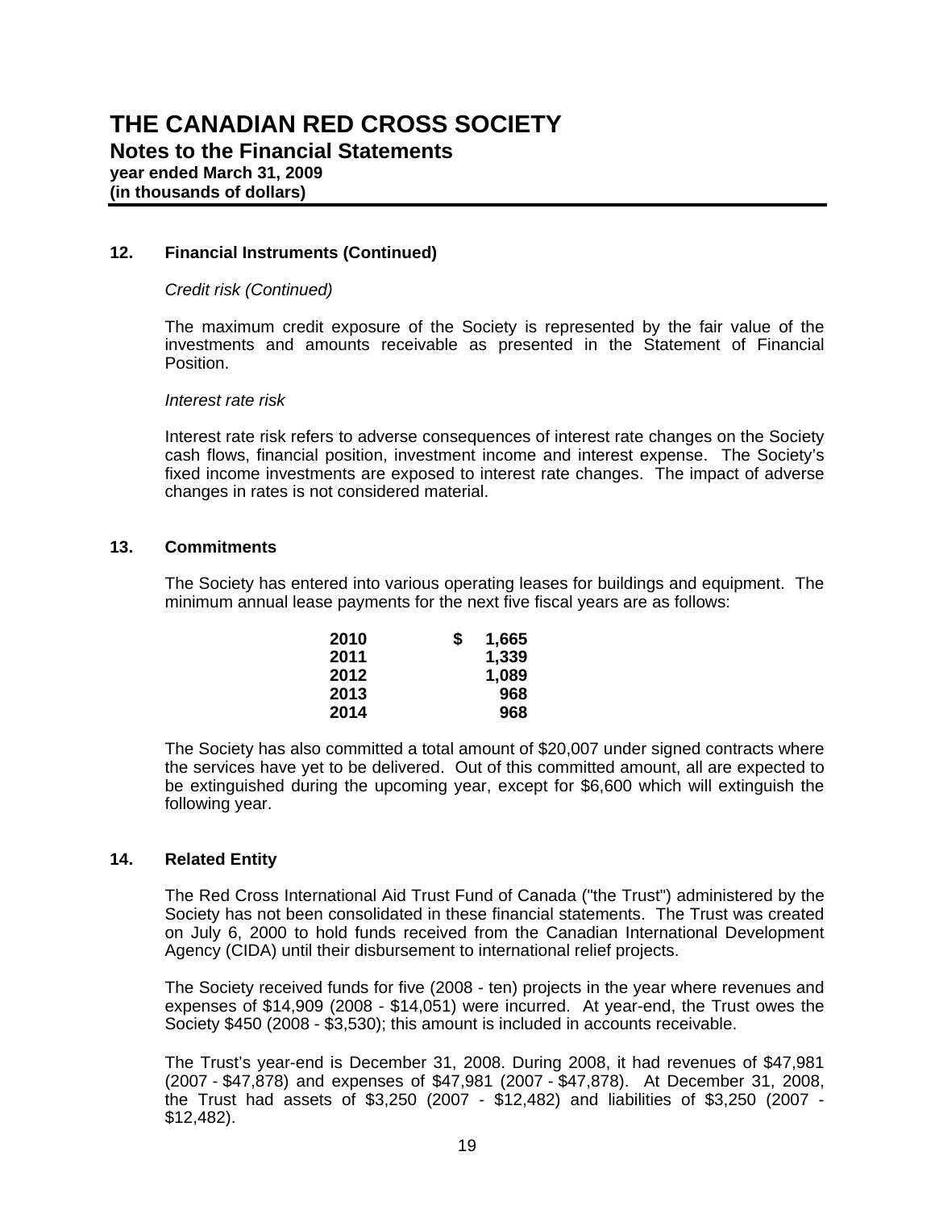# THE CANADIAN RED CROSS SOCIETY

## Notes to the Financial Statements

**year ended March 31, 2009**
**(in thousands of dollars)**

### 12. Financial Instruments (Continued)

*Credit risk (Continued)*

The maximum credit exposure of the Society is represented by the fair value of the investments and amounts receivable as presented in the Statement of Financial Position.

*Interest rate risk*

Interest rate risk refers to adverse consequences of interest rate changes on the Society cash flows, financial position, investment income and interest expense. The Society's fixed income investments are exposed to interest rate changes. The impact of adverse changes in rates is not considered material.

### 13. Commitments

The Society has entered into various operating leases for buildings and equipment. The minimum annual lease payments for the next five fiscal years are as follows:

| | |
|---|---|
| **2010** | **$ 1,665** |
| **2011** | **1,339** |
| **2012** | **1,089** |
| **2013** | **968** |
| **2014** | **968** |

The Society has also committed a total amount of $20,007 under signed contracts where the services have yet to be delivered. Out of this committed amount, all are expected to be extinguished during the upcoming year, except for $6,600 which will extinguish the following year.

### 14. Related Entity

The Red Cross International Aid Trust Fund of Canada ("the Trust") administered by the Society has not been consolidated in these financial statements. The Trust was created on July 6, 2000 to hold funds received from the Canadian International Development Agency (CIDA) until their disbursement to international relief projects.

The Society received funds for five (2008 - ten) projects in the year where revenues and expenses of $14,909 (2008 - $14,051) were incurred. At year-end, the Trust owes the Society $450 (2008 - $3,530); this amount is included in accounts receivable.

The Trust's year-end is December 31, 2008. During 2008, it had revenues of $47,981 (2007 - $47,878) and expenses of $47,981 (2007 - $47,878). At December 31, 2008, the Trust had assets of $3,250 (2007 - $12,482) and liabilities of $3,250 (2007 - $12,482).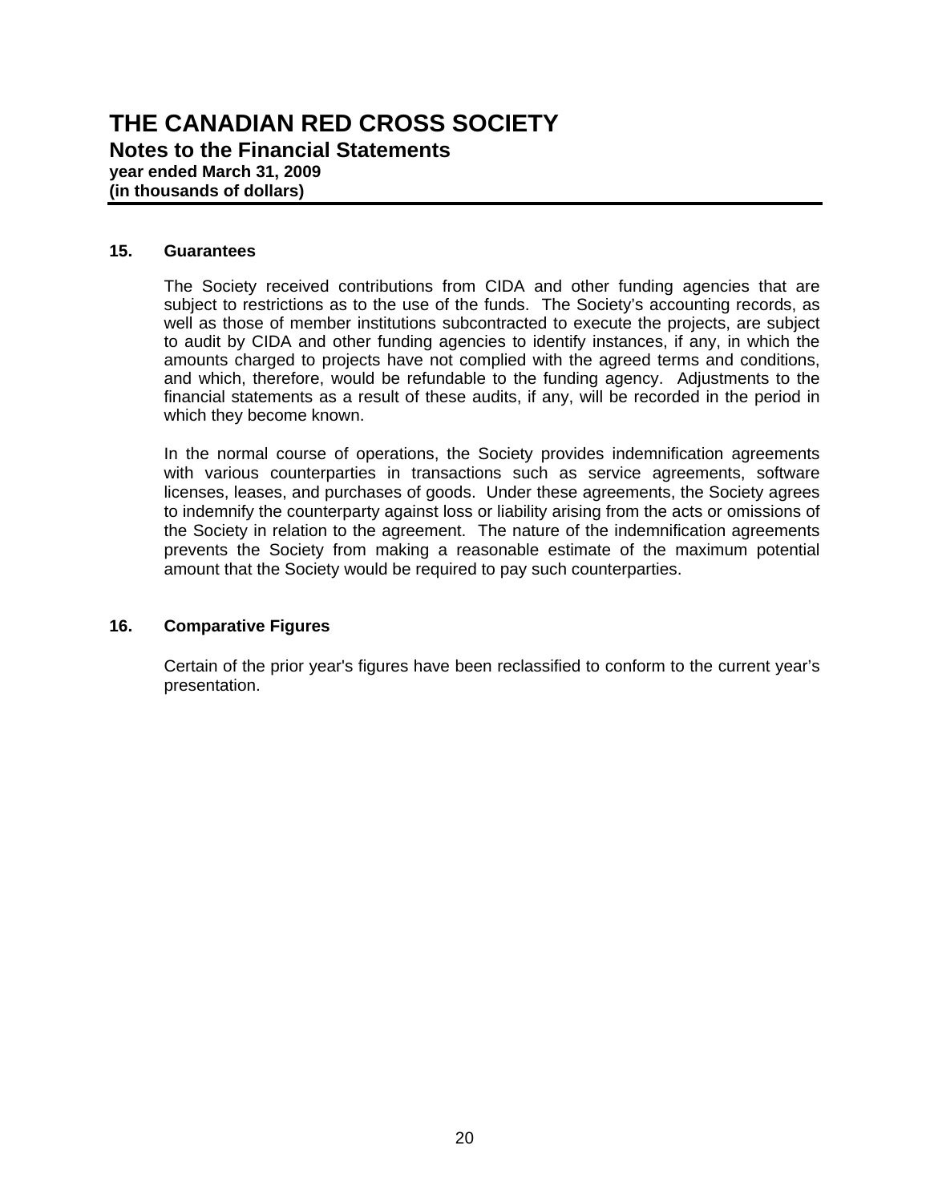## 15. Guarantees

The Society received contributions from CIDA and other funding agencies that are subject to restrictions as to the use of the funds. The Society's accounting records, as well as those of member institutions subcontracted to execute the projects, are subject to audit by CIDA and other funding agencies to identify instances, if any, in which the amounts charged to projects have not complied with the agreed terms and conditions, and which, therefore, would be refundable to the funding agency. Adjustments to the financial statements as a result of these audits, if any, will be recorded in the period in which they become known.

In the normal course of operations, the Society provides indemnification agreements with various counterparties in transactions such as service agreements, software licenses, leases, and purchases of goods. Under these agreements, the Society agrees to indemnify the counterparty against loss or liability arising from the acts or omissions of the Society in relation to the agreement. The nature of the indemnification agreements prevents the Society from making a reasonable estimate of the maximum potential amount that the Society would be required to pay such counterparties.

## 16. Comparative Figures

Certain of the prior year's figures have been reclassified to conform to the current year's presentation.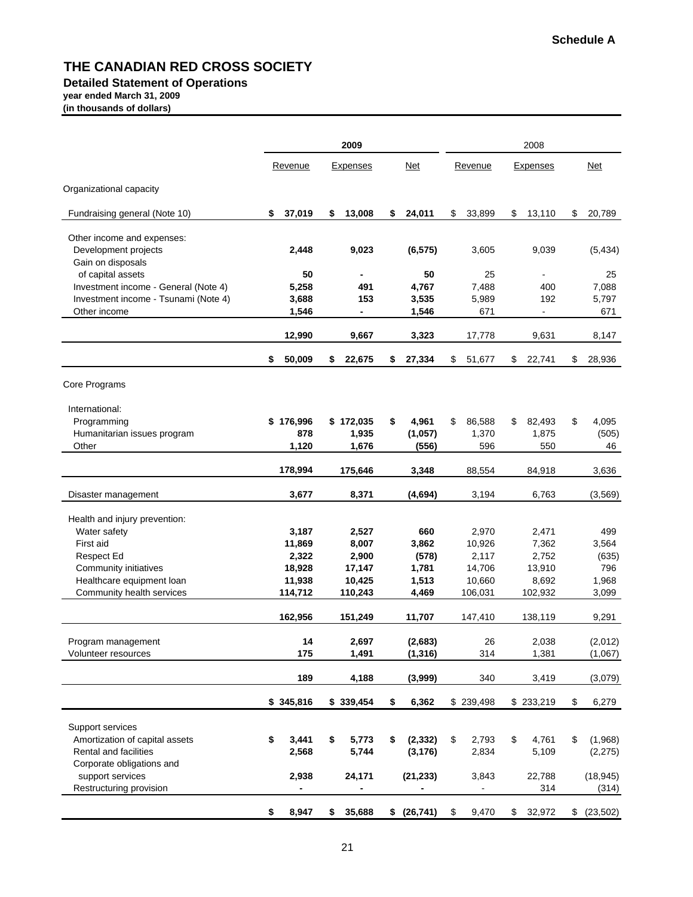**Schedule A**

# THE CANADIAN RED CROSS SOCIETY

## Detailed Statement of Operations

**year ended March 31, 2009**
**(in thousands of dollars)**

| | 2009 | | | 2008 | | |
|---|---|---|---|---|---|---|
| | Revenue | Expenses | Net | Revenue | Expenses | Net |
| Organizational capacity | | | | | | |
| Fundraising general (Note 10) | **$ 37,019** | **$ 13,008** | **$ 24,011** | $ 33,899 | $ 13,110 | $ 20,789 |
| Other income and expenses: | | | | | | |
| Development projects | **2,448** | **9,023** | **(6,575)** | 3,605 | 9,039 | (5,434) |
| Gain on disposals of capital assets | **50** | **-** | **50** | 25 | - | 25 |
| Investment income - General (Note 4) | **5,258** | **491** | **4,767** | 7,488 | 400 | 7,088 |
| Investment income - Tsunami (Note 4) | **3,688** | **153** | **3,535** | 5,989 | 192 | 5,797 |
| Other income | **1,546** | **-** | **1,546** | 671 | - | 671 |
| | **12,990** | **9,667** | **3,323** | 17,778 | 9,631 | 8,147 |
| | **$ 50,009** | **$ 22,675** | **$ 27,334** | $ 51,677 | $ 22,741 | $ 28,936 |
| Core Programs | | | | | | |
| International: | | | | | | |
| Programming | **$ 176,996** | **$ 172,035** | **$ 4,961** | $ 86,588 | $ 82,493 | $ 4,095 |
| Humanitarian issues program | **878** | **1,935** | **(1,057)** | 1,370 | 1,875 | (505) |
| Other | **1,120** | **1,676** | **(556)** | 596 | 550 | 46 |
| | **178,994** | **175,646** | **3,348** | 88,554 | 84,918 | 3,636 |
| Disaster management | **3,677** | **8,371** | **(4,694)** | 3,194 | 6,763 | (3,569) |
| Health and injury prevention: | | | | | | |
| Water safety | **3,187** | **2,527** | **660** | 2,970 | 2,471 | 499 |
| First aid | **11,869** | **8,007** | **3,862** | 10,926 | 7,362 | 3,564 |
| Respect Ed | **2,322** | **2,900** | **(578)** | 2,117 | 2,752 | (635) |
| Community initiatives | **18,928** | **17,147** | **1,781** | 14,706 | 13,910 | 796 |
| Healthcare equipment loan | **11,938** | **10,425** | **1,513** | 10,660 | 8,692 | 1,968 |
| Community health services | **114,712** | **110,243** | **4,469** | 106,031 | 102,932 | 3,099 |
| | **162,956** | **151,249** | **11,707** | 147,410 | 138,119 | 9,291 |
| Program management | **14** | **2,697** | **(2,683)** | 26 | 2,038 | (2,012) |
| Volunteer resources | **175** | **1,491** | **(1,316)** | 314 | 1,381 | (1,067) |
| | **189** | **4,188** | **(3,999)** | 340 | 3,419 | (3,079) |
| | **$ 345,816** | **$ 339,454** | **$ 6,362** | $ 239,498 | $ 233,219 | $ 6,279 |
| Support services | | | | | | |
| Amortization of capital assets | **$ 3,441** | **$ 5,773** | **$ (2,332)** | $ 2,793 | $ 4,761 | $ (1,968) |
| Rental and facilities | **2,568** | **5,744** | **(3,176)** | 2,834 | 5,109 | (2,275) |
| Corporate obligations and support services | **2,938** | **24,171** | **(21,233)** | 3,843 | 22,788 | (18,945) |
| Restructuring provision | **-** | **-** | **-** | - | 314 | (314) |
| | **$ 8,947** | **$ 35,688** | **$ (26,741)** | $ 9,470 | $ 32,972 | $ (23,502) |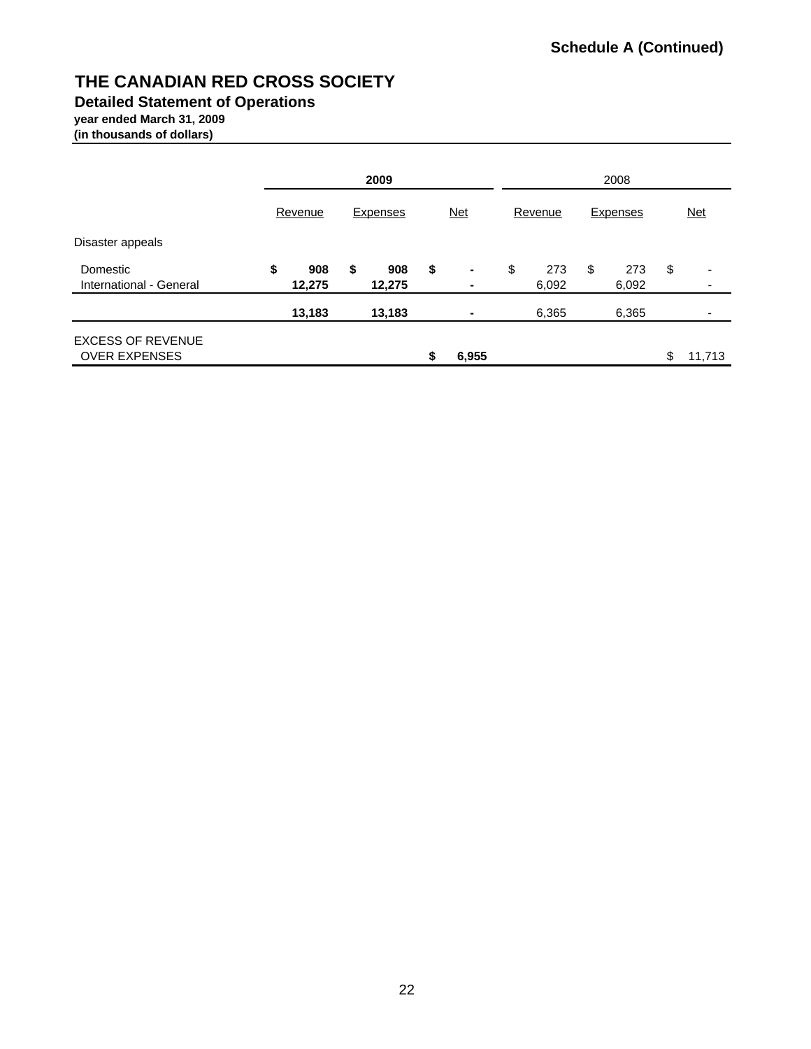Schedule A (Continued)

# THE CANADIAN RED CROSS SOCIETY

## Detailed Statement of Operations

**year ended March 31, 2009**
**(in thousands of dollars)**

| | 2009 | | | 2008 | | |
|---|---|---|---|---|---|---|
| | Revenue | Expenses | Net | Revenue | Expenses | Net |
| Disaster appeals | | | | | | |
| Domestic | $ 908 | $ 908 | $ - | $ 273 | $ 273 | $ - |
| International - General | 12,275 | 12,275 | - | 6,092 | 6,092 | - |
| | 13,183 | 13,183 | - | 6,365 | 6,365 | - |
| EXCESS OF REVENUE OVER EXPENSES | | | $ 6,955 | | | $ 11,713 |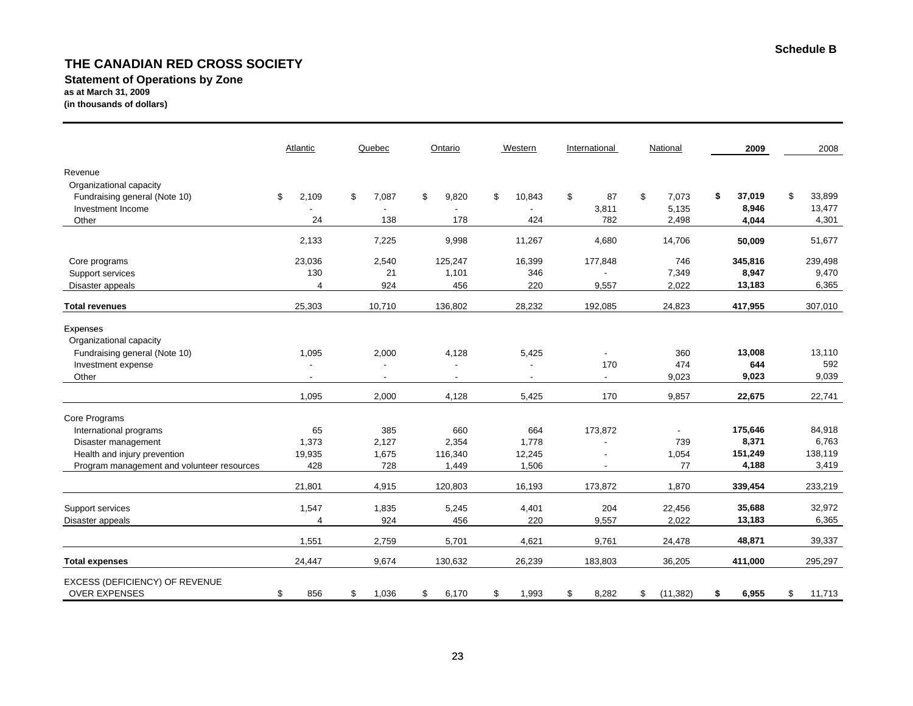**Schedule B**

## THE CANADIAN RED CROSS SOCIETY

### Statement of Operations by Zone

**as at March 31, 2009**

**(in thousands of dollars)**

| | Atlantic | Quebec | Ontario | Western | International | National | 2009 | 2008 |
|---|---|---|---|---|---|---|---|---|
| Revenue | | | | | | | | |
| Organizational capacity | | | | | | | | |
| Fundraising general (Note 10) | $ 2,109 | $ 7,087 | $ 9,820 | $ 10,843 | $ 87 | $ 7,073 | **$ 37,019** | $ 33,899 |
| Investment Income | - | - | - | - | 3,811 | 5,135 | **8,946** | 13,477 |
| Other | 24 | 138 | 178 | 424 | 782 | 2,498 | **4,044** | 4,301 |
| | 2,133 | 7,225 | 9,998 | 11,267 | 4,680 | 14,706 | **50,009** | 51,677 |
| Core programs | 23,036 | 2,540 | 125,247 | 16,399 | 177,848 | 746 | **345,816** | 239,498 |
| Support services | 130 | 21 | 1,101 | 346 | - | 7,349 | **8,947** | 9,470 |
| Disaster appeals | 4 | 924 | 456 | 220 | 9,557 | 2,022 | **13,183** | 6,365 |
| **Total revenues** | 25,303 | 10,710 | 136,802 | 28,232 | 192,085 | 24,823 | **417,955** | 307,010 |
| Expenses | | | | | | | | |
| Organizational capacity | | | | | | | | |
| Fundraising general (Note 10) | 1,095 | 2,000 | 4,128 | 5,425 | - | 360 | **13,008** | 13,110 |
| Investment expense | - | - | - | - | 170 | 474 | **644** | 592 |
| Other | - | - | - | - | - | 9,023 | **9,023** | 9,039 |
| | 1,095 | 2,000 | 4,128 | 5,425 | 170 | 9,857 | **22,675** | 22,741 |
| Core Programs | | | | | | | | |
| International programs | 65 | 385 | 660 | 664 | 173,872 | - | **175,646** | 84,918 |
| Disaster management | 1,373 | 2,127 | 2,354 | 1,778 | - | 739 | **8,371** | 6,763 |
| Health and injury prevention | 19,935 | 1,675 | 116,340 | 12,245 | - | 1,054 | **151,249** | 138,119 |
| Program management and volunteer resources | 428 | 728 | 1,449 | 1,506 | - | 77 | **4,188** | 3,419 |
| | 21,801 | 4,915 | 120,803 | 16,193 | 173,872 | 1,870 | **339,454** | 233,219 |
| Support services | 1,547 | 1,835 | 5,245 | 4,401 | 204 | 22,456 | **35,688** | 32,972 |
| Disaster appeals | 4 | 924 | 456 | 220 | 9,557 | 2,022 | **13,183** | 6,365 |
| | 1,551 | 2,759 | 5,701 | 4,621 | 9,761 | 24,478 | **48,871** | 39,337 |
| **Total expenses** | 24,447 | 9,674 | 130,632 | 26,239 | 183,803 | 36,205 | **411,000** | 295,297 |
| EXCESS (DEFICIENCY) OF REVENUE OVER EXPENSES | $ 856 | $ 1,036 | $ 6,170 | $ 1,993 | $ 8,282 | $ (11,382) | **$ 6,955** | $ 11,713 |